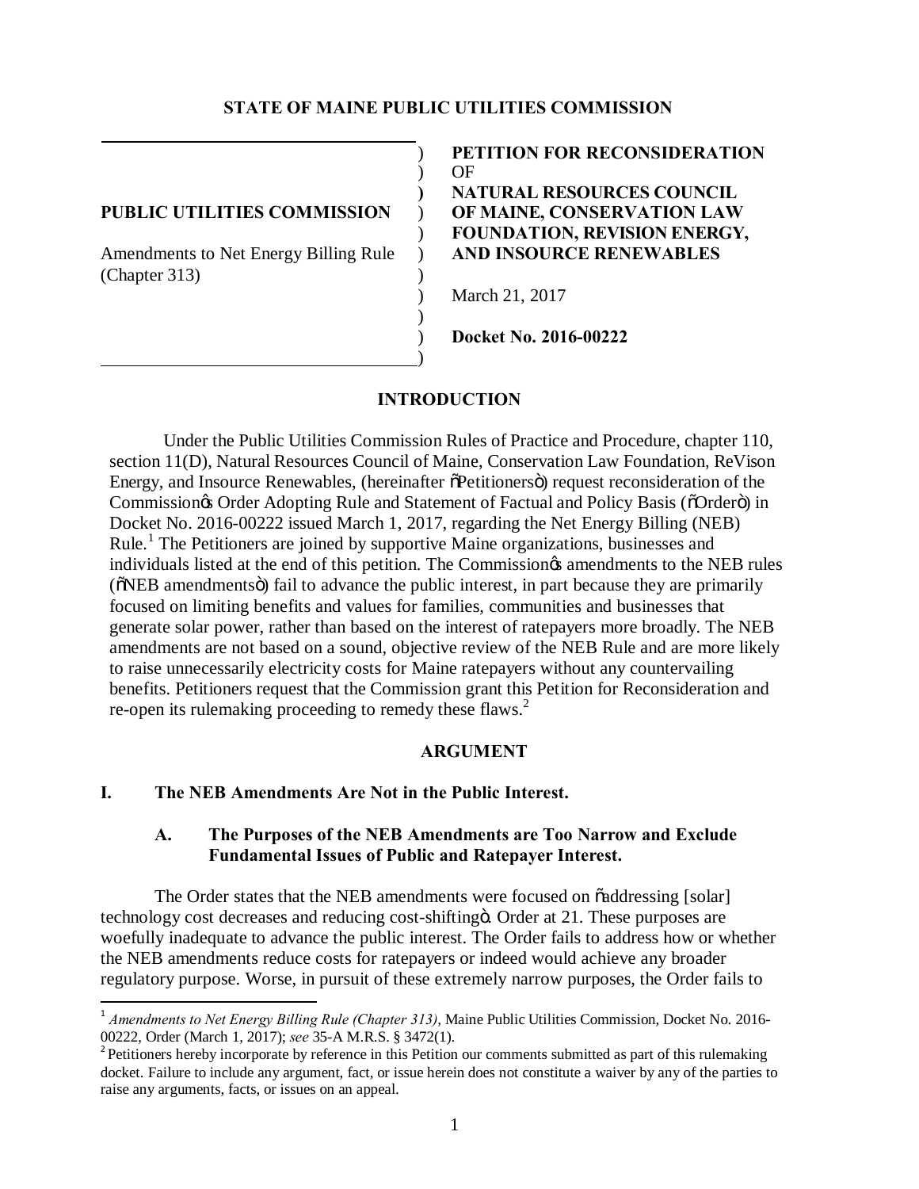**STATE OF MAINE PUBLIC UTILITIES COMMISSION**

| | |
|---|---|
| **PUBLIC UTILITIES COMMISSION** | **PETITION FOR RECONSIDERATION OF NATURAL RESOURCES COUNCIL OF MAINE, CONSERVATION LAW FOUNDATION, REVISION ENERGY, AND INSOURCE RENEWABLES** |
| Amendments to Net Energy Billing Rule (Chapter 313) | March 21, 2017 |
| | **Docket No. 2016-00222** |

## INTRODUCTION

Under the Public Utilities Commission Rules of Practice and Procedure, chapter 110, section 11(D), Natural Resources Council of Maine, Conservation Law Foundation, ReVison Energy, and Insource Renewables, (hereinafter "Petitioners") request reconsideration of the Commission's Order Adopting Rule and Statement of Factual and Policy Basis ("Order") in Docket No. 2016-00222 issued March 1, 2017, regarding the Net Energy Billing (NEB) Rule.[1] The Petitioners are joined by supportive Maine organizations, businesses and individuals listed at the end of this petition. The Commission's amendments to the NEB rules ("NEB amendments") fail to advance the public interest, in part because they are primarily focused on limiting benefits and values for families, communities and businesses that generate solar power, rather than based on the interest of ratepayers more broadly. The NEB amendments are not based on a sound, objective review of the NEB Rule and are more likely to raise unnecessarily electricity costs for Maine ratepayers without any countervailing benefits. Petitioners request that the Commission grant this Petition for Reconsideration and re-open its rulemaking proceeding to remedy these flaws.[2]

## ARGUMENT

### I. The NEB Amendments Are Not in the Public Interest.

#### A. The Purposes of the NEB Amendments are Too Narrow and Exclude Fundamental Issues of Public and Ratepayer Interest.

The Order states that the NEB amendments were focused on "addressing [solar] technology cost decreases and reducing cost-shifting". Order at 21. These purposes are woefully inadequate to advance the public interest. The Order fails to address how or whether the NEB amendments reduce costs for ratepayers or indeed would achieve any broader regulatory purpose. Worse, in pursuit of these extremely narrow purposes, the Order fails to

---

[1] *Amendments to Net Energy Billing Rule (Chapter 313)*, Maine Public Utilities Commission, Docket No. 2016-00222, Order (March 1, 2017); *see* 35-A M.R.S. § 3472(1).

[2] Petitioners hereby incorporate by reference in this Petition our comments submitted as part of this rulemaking docket. Failure to include any argument, fact, or issue herein does not constitute a waiver by any of the parties to raise any arguments, facts, or issues on an appeal.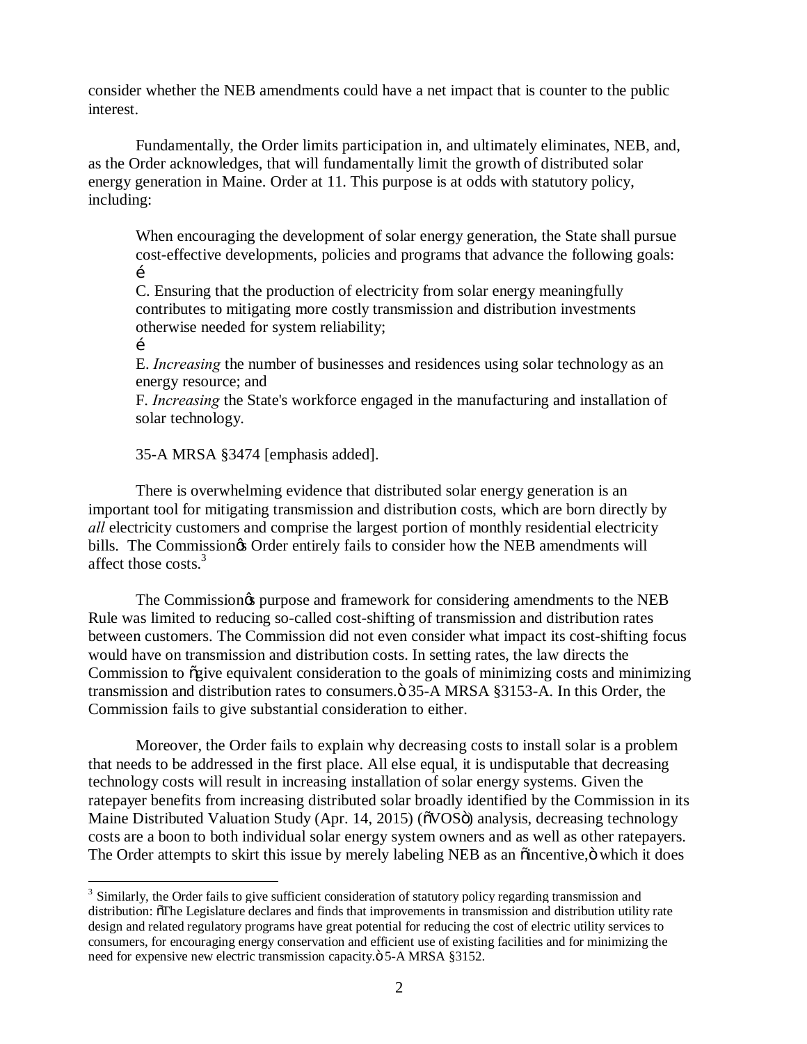consider whether the NEB amendments could have a net impact that is counter to the public interest.

Fundamentally, the Order limits participation in, and ultimately eliminates, NEB, and, as the Order acknowledges, that will fundamentally limit the growth of distributed solar energy generation in Maine. Order at 11. This purpose is at odds with statutory policy, including:

> When encouraging the development of solar energy generation, the State shall pursue cost-effective developments, policies and programs that advance the following goals:
> …
> C. Ensuring that the production of electricity from solar energy meaningfully contributes to mitigating more costly transmission and distribution investments otherwise needed for system reliability;
> …
> E. *Increasing* the number of businesses and residences using solar technology as an energy resource; and
> F. *Increasing* the State's workforce engaged in the manufacturing and installation of solar technology.
>
> 35-A MRSA §3474 [emphasis added].

There is overwhelming evidence that distributed solar energy generation is an important tool for mitigating transmission and distribution costs, which are born directly by *all* electricity customers and comprise the largest portion of monthly residential electricity bills. The Commission's Order entirely fails to consider how the NEB amendments will affect those costs.[3]

The Commission's purpose and framework for considering amendments to the NEB Rule was limited to reducing so-called cost-shifting of transmission and distribution rates between customers. The Commission did not even consider what impact its cost-shifting focus would have on transmission and distribution costs. In setting rates, the law directs the Commission to "give equivalent consideration to the goals of minimizing costs and minimizing transmission and distribution rates to consumers." 35-A MRSA §3153-A. In this Order, the Commission fails to give substantial consideration to either.

Moreover, the Order fails to explain why decreasing costs to install solar is a problem that needs to be addressed in the first place. All else equal, it is undisputable that decreasing technology costs will result in increasing installation of solar energy systems. Given the ratepayer benefits from increasing distributed solar broadly identified by the Commission in its Maine Distributed Valuation Study (Apr. 14, 2015) ("VOS") analysis, decreasing technology costs are a boon to both individual solar energy system owners and as well as other ratepayers. The Order attempts to skirt this issue by merely labeling NEB as an "incentive," which it does

---

[3] Similarly, the Order fails to give sufficient consideration of statutory policy regarding transmission and distribution: "The Legislature declares and finds that improvements in transmission and distribution utility rate design and related regulatory programs have great potential for reducing the cost of electric utility services to consumers, for encouraging energy conservation and efficient use of existing facilities and for minimizing the need for expensive new electric transmission capacity." 5-A MRSA §3152.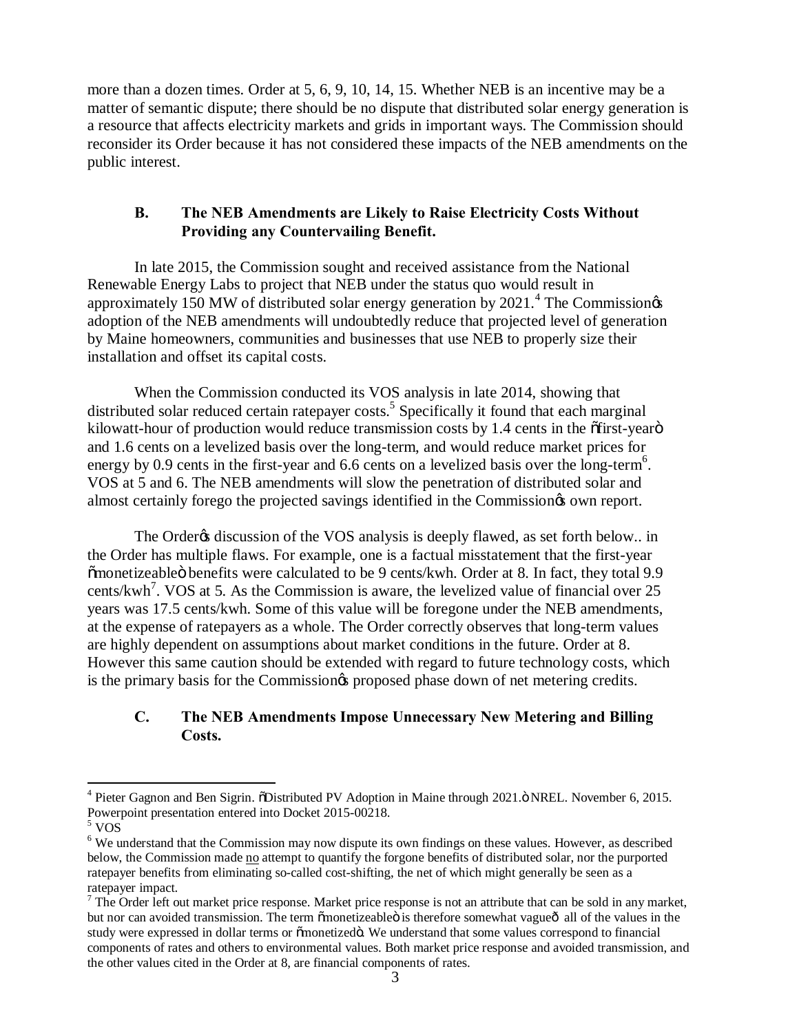more than a dozen times. Order at 5, 6, 9, 10, 14, 15. Whether NEB is an incentive may be a matter of semantic dispute; there should be no dispute that distributed solar energy generation is a resource that affects electricity markets and grids in important ways. The Commission should reconsider its Order because it has not considered these impacts of the NEB amendments on the public interest.

### B. The NEB Amendments are Likely to Raise Electricity Costs Without Providing any Countervailing Benefit.

In late 2015, the Commission sought and received assistance from the National Renewable Energy Labs to project that NEB under the status quo would result in approximately 150 MW of distributed solar energy generation by 2021.[4] The Commission's adoption of the NEB amendments will undoubtedly reduce that projected level of generation by Maine homeowners, communities and businesses that use NEB to properly size their installation and offset its capital costs.

When the Commission conducted its VOS analysis in late 2014, showing that distributed solar reduced certain ratepayer costs.[5] Specifically it found that each marginal kilowatt-hour of production would reduce transmission costs by 1.4 cents in the "first-year" and 1.6 cents on a levelized basis over the long-term, and would reduce market prices for energy by 0.9 cents in the first-year and 6.6 cents on a levelized basis over the long-term[6]. VOS at 5 and 6. The NEB amendments will slow the penetration of distributed solar and almost certainly forego the projected savings identified in the Commission's own report.

The Order's discussion of the VOS analysis is deeply flawed, as set forth below.. in the Order has multiple flaws. For example, one is a factual misstatement that the first-year "monetizeable" benefits were calculated to be 9 cents/kwh. Order at 8. In fact, they total 9.9 cents/kwh[7]. VOS at 5. As the Commission is aware, the levelized value of financial over 25 years was 17.5 cents/kwh. Some of this value will be foregone under the NEB amendments, at the expense of ratepayers as a whole. The Order correctly observes that long-term values are highly dependent on assumptions about market conditions in the future. Order at 8. However this same caution should be extended with regard to future technology costs, which is the primary basis for the Commission's proposed phase down of net metering credits.

### C. The NEB Amendments Impose Unnecessary New Metering and Billing Costs.

---

[4] Pieter Gagnon and Ben Sigrin. "Distributed PV Adoption in Maine through 2021." NREL. November 6, 2015. Powerpoint presentation entered into Docket 2015-00218.

[5] VOS

[6] We understand that the Commission may now dispute its own findings on these values. However, as described below, the Commission made no attempt to quantify the forgone benefits of distributed solar, nor the purported ratepayer benefits from eliminating so-called cost-shifting, the net of which might generally be seen as a ratepayer impact.

[7] The Order left out market price response. Market price response is not an attribute that can be sold in any market, but nor can avoided transmission. The term "monetizeable" is therefore somewhat vague— all of the values in the study were expressed in dollar terms or "monetized". We understand that some values correspond to financial components of rates and others to environmental values. Both market price response and avoided transmission, and the other values cited in the Order at 8, are financial components of rates.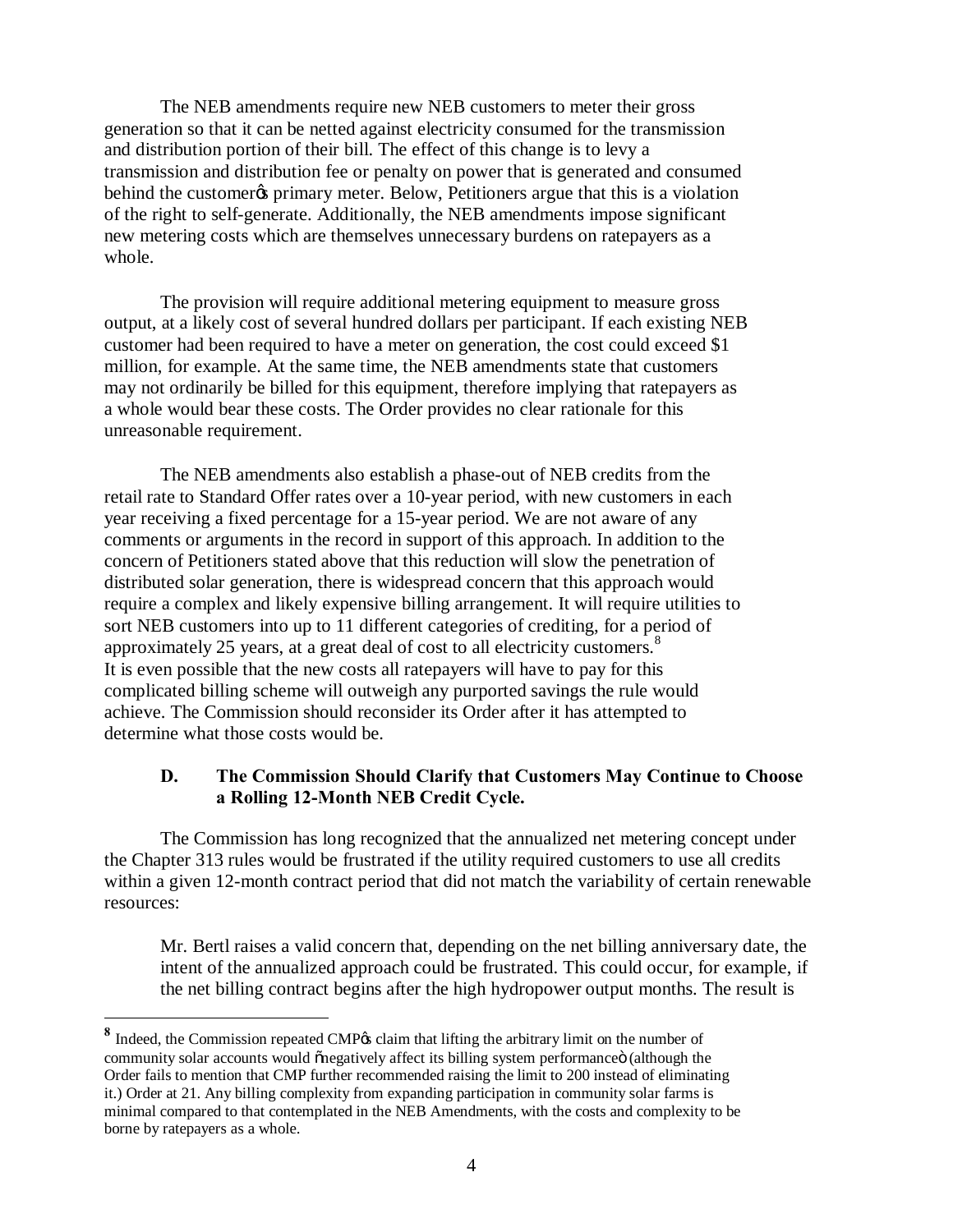The NEB amendments require new NEB customers to meter their gross generation so that it can be netted against electricity consumed for the transmission and distribution portion of their bill. The effect of this change is to levy a transmission and distribution fee or penalty on power that is generated and consumed behind the customer's primary meter. Below, Petitioners argue that this is a violation of the right to self-generate. Additionally, the NEB amendments impose significant new metering costs which are themselves unnecessary burdens on ratepayers as a whole.

The provision will require additional metering equipment to measure gross output, at a likely cost of several hundred dollars per participant. If each existing NEB customer had been required to have a meter on generation, the cost could exceed $1 million, for example. At the same time, the NEB amendments state that customers may not ordinarily be billed for this equipment, therefore implying that ratepayers as a whole would bear these costs. The Order provides no clear rationale for this unreasonable requirement.

The NEB amendments also establish a phase-out of NEB credits from the retail rate to Standard Offer rates over a 10-year period, with new customers in each year receiving a fixed percentage for a 15-year period. We are not aware of any comments or arguments in the record in support of this approach. In addition to the concern of Petitioners stated above that this reduction will slow the penetration of distributed solar generation, there is widespread concern that this approach would require a complex and likely expensive billing arrangement. It will require utilities to sort NEB customers into up to 11 different categories of crediting, for a period of approximately 25 years, at a great deal of cost to all electricity customers.[8] It is even possible that the new costs all ratepayers will have to pay for this complicated billing scheme will outweigh any purported savings the rule would achieve. The Commission should reconsider its Order after it has attempted to determine what those costs would be.

### D. The Commission Should Clarify that Customers May Continue to Choose a Rolling 12-Month NEB Credit Cycle.

The Commission has long recognized that the annualized net metering concept under the Chapter 313 rules would be frustrated if the utility required customers to use all credits within a given 12-month contract period that did not match the variability of certain renewable resources:

> Mr. Bertl raises a valid concern that, depending on the net billing anniversary date, the intent of the annualized approach could be frustrated. This could occur, for example, if the net billing contract begins after the high hydropower output months. The result is

---

[8] Indeed, the Commission repeated CMP's claim that lifting the arbitrary limit on the number of community solar accounts would "negatively affect its billing system performance" (although the Order fails to mention that CMP further recommended raising the limit to 200 instead of eliminating it.) Order at 21. Any billing complexity from expanding participation in community solar farms is minimal compared to that contemplated in the NEB Amendments, with the costs and complexity to be borne by ratepayers as a whole.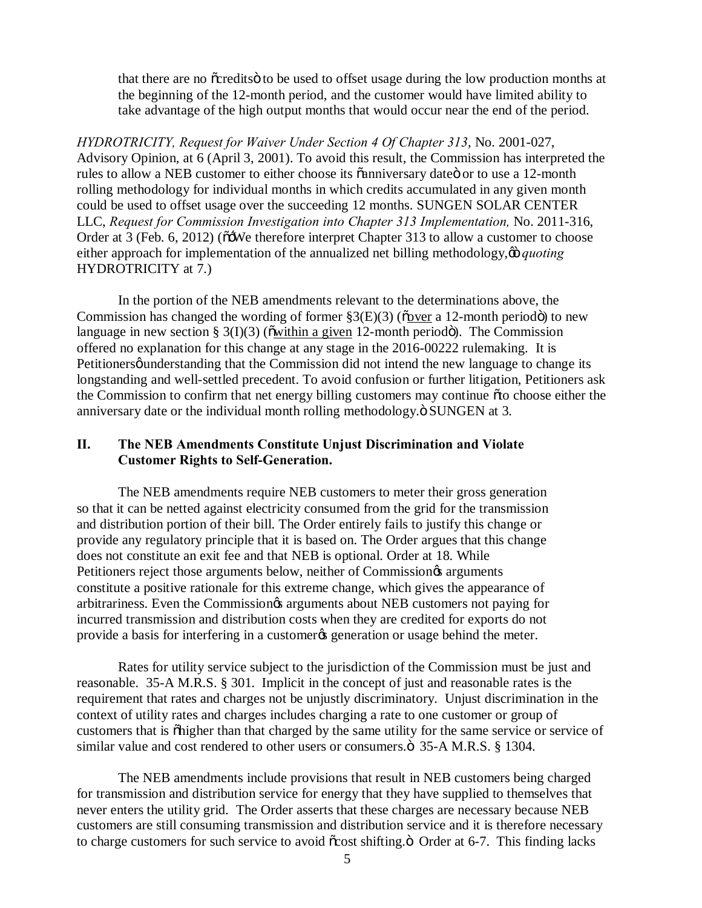> that there are no "credits" to be used to offset usage during the low production months at the beginning of the 12-month period, and the customer would have limited ability to take advantage of the high output months that would occur near the end of the period.

*HYDROTRICITY, Request for Waiver Under Section 4 Of Chapter 313*, No. 2001-027, Advisory Opinion, at 6 (April 3, 2001). To avoid this result, the Commission has interpreted the rules to allow a NEB customer to either choose its "anniversary date" or to use a 12-month rolling methodology for individual months in which credits accumulated in any given month could be used to offset usage over the succeeding 12 months. SUNGEN SOLAR CENTER LLC, *Request for Commission Investigation into Chapter 313 Implementation,* No. 2011-316, Order at 3 (Feb. 6, 2012) ("'We therefore interpret Chapter 313 to allow a customer to choose either approach for implementation of the annualized net billing methodology,'" *quoting* HYDROTRICITY at 7.)

In the portion of the NEB amendments relevant to the determinations above, the Commission has changed the wording of former §3(E)(3) ("over a 12-month period") to new language in new section § 3(I)(3) ("within a given 12-month period"). The Commission offered no explanation for this change at any stage in the 2016-00222 rulemaking. It is Petitioners' understanding that the Commission did not intend the new language to change its longstanding and well-settled precedent. To avoid confusion or further litigation, Petitioners ask the Commission to confirm that net energy billing customers may continue "to choose either the anniversary date or the individual month rolling methodology." SUNGEN at 3.

## II. The NEB Amendments Constitute Unjust Discrimination and Violate Customer Rights to Self-Generation.

The NEB amendments require NEB customers to meter their gross generation so that it can be netted against electricity consumed from the grid for the transmission and distribution portion of their bill. The Order entirely fails to justify this change or provide any regulatory principle that it is based on. The Order argues that this change does not constitute an exit fee and that NEB is optional. Order at 18. While Petitioners reject those arguments below, neither of Commission's arguments constitute a positive rationale for this extreme change, which gives the appearance of arbitrariness. Even the Commission's arguments about NEB customers not paying for incurred transmission and distribution costs when they are credited for exports do not provide a basis for interfering in a customer's generation or usage behind the meter.

Rates for utility service subject to the jurisdiction of the Commission must be just and reasonable. 35-A M.R.S. § 301. Implicit in the concept of just and reasonable rates is the requirement that rates and charges not be unjustly discriminatory. Unjust discrimination in the context of utility rates and charges includes charging a rate to one customer or group of customers that is "higher than that charged by the same utility for the same service or service of similar value and cost rendered to other users or consumers." 35-A M.R.S. § 1304.

The NEB amendments include provisions that result in NEB customers being charged for transmission and distribution service for energy that they have supplied to themselves that never enters the utility grid. The Order asserts that these charges are necessary because NEB customers are still consuming transmission and distribution service and it is therefore necessary to charge customers for such service to avoid "cost shifting." Order at 6-7. This finding lacks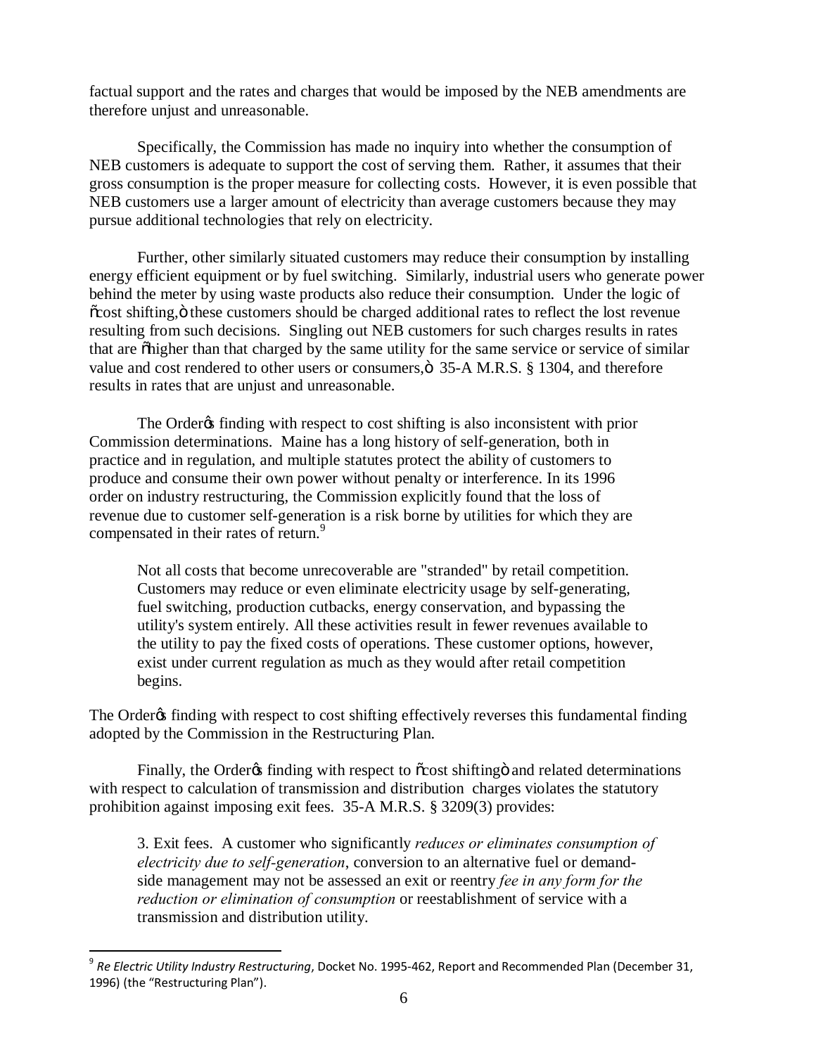factual support and the rates and charges that would be imposed by the NEB amendments are therefore unjust and unreasonable.

Specifically, the Commission has made no inquiry into whether the consumption of NEB customers is adequate to support the cost of serving them. Rather, it assumes that their gross consumption is the proper measure for collecting costs. However, it is even possible that NEB customers use a larger amount of electricity than average customers because they may pursue additional technologies that rely on electricity.

Further, other similarly situated customers may reduce their consumption by installing energy efficient equipment or by fuel switching. Similarly, industrial users who generate power behind the meter by using waste products also reduce their consumption. Under the logic of "cost shifting," these customers should be charged additional rates to reflect the lost revenue resulting from such decisions. Singling out NEB customers for such charges results in rates that are "higher than that charged by the same utility for the same service or service of similar value and cost rendered to other users or consumers," 35-A M.R.S. § 1304, and therefore results in rates that are unjust and unreasonable.

The Order's finding with respect to cost shifting is also inconsistent with prior Commission determinations. Maine has a long history of self-generation, both in practice and in regulation, and multiple statutes protect the ability of customers to produce and consume their own power without penalty or interference. In its 1996 order on industry restructuring, the Commission explicitly found that the loss of revenue due to customer self-generation is a risk borne by utilities for which they are compensated in their rates of return.[9]

> Not all costs that become unrecoverable are "stranded" by retail competition. Customers may reduce or even eliminate electricity usage by self-generating, fuel switching, production cutbacks, energy conservation, and bypassing the utility's system entirely. All these activities result in fewer revenues available to the utility to pay the fixed costs of operations. These customer options, however, exist under current regulation as much as they would after retail competition begins.

The Order's finding with respect to cost shifting effectively reverses this fundamental finding adopted by the Commission in the Restructuring Plan.

Finally, the Order's finding with respect to "cost shifting" and related determinations with respect to calculation of transmission and distribution charges violates the statutory prohibition against imposing exit fees. 35-A M.R.S. § 3209(3) provides:

> 3. Exit fees. A customer who significantly *reduces or eliminates consumption of electricity due to self-generation*, conversion to an alternative fuel or demand-side management may not be assessed an exit or reentry *fee in any form for the reduction or elimination of consumption* or reestablishment of service with a transmission and distribution utility.

[9] *Re Electric Utility Industry Restructuring*, Docket No. 1995-462, Report and Recommended Plan (December 31, 1996) (the "Restructuring Plan").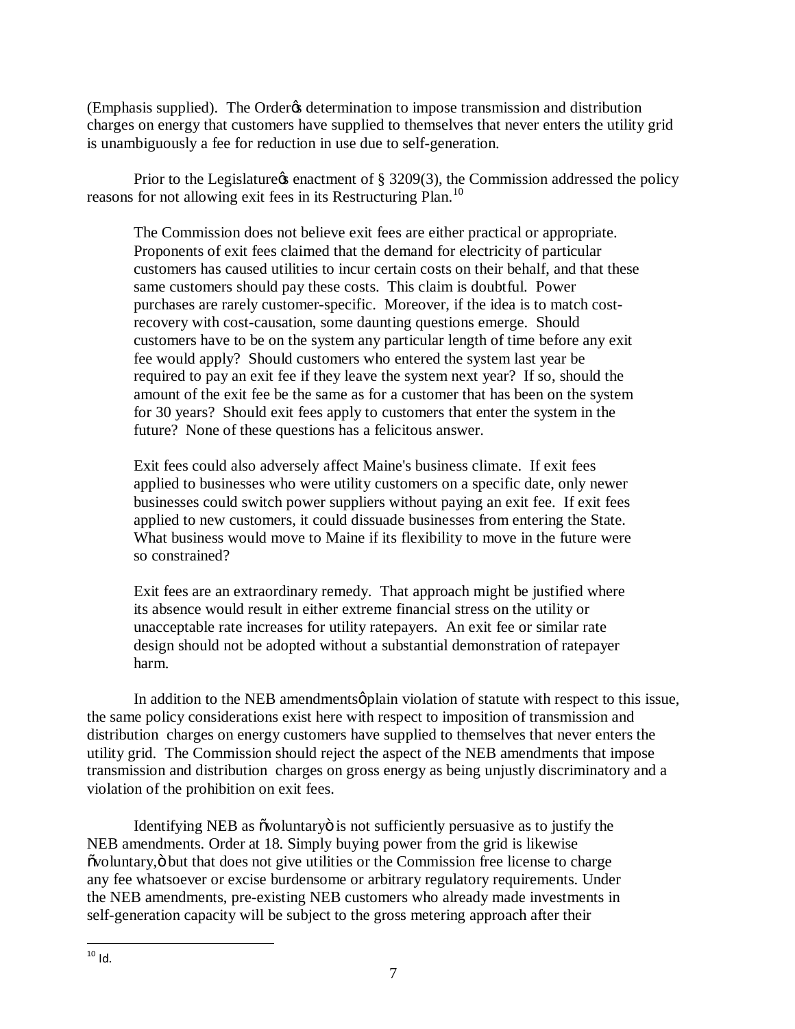(Emphasis supplied). The Order's determination to impose transmission and distribution charges on energy that customers have supplied to themselves that never enters the utility grid is unambiguously a fee for reduction in use due to self-generation.

Prior to the Legislature's enactment of § 3209(3), the Commission addressed the policy reasons for not allowing exit fees in its Restructuring Plan.[10]

> The Commission does not believe exit fees are either practical or appropriate. Proponents of exit fees claimed that the demand for electricity of particular customers has caused utilities to incur certain costs on their behalf, and that these same customers should pay these costs. This claim is doubtful. Power purchases are rarely customer-specific. Moreover, if the idea is to match cost-recovery with cost-causation, some daunting questions emerge. Should customers have to be on the system any particular length of time before any exit fee would apply? Should customers who entered the system last year be required to pay an exit fee if they leave the system next year? If so, should the amount of the exit fee be the same as for a customer that has been on the system for 30 years? Should exit fees apply to customers that enter the system in the future? None of these questions has a felicitous answer.
>
> Exit fees could also adversely affect Maine's business climate. If exit fees applied to businesses who were utility customers on a specific date, only newer businesses could switch power suppliers without paying an exit fee. If exit fees applied to new customers, it could dissuade businesses from entering the State. What business would move to Maine if its flexibility to move in the future were so constrained?
>
> Exit fees are an extraordinary remedy. That approach might be justified where its absence would result in either extreme financial stress on the utility or unacceptable rate increases for utility ratepayers. An exit fee or similar rate design should not be adopted without a substantial demonstration of ratepayer harm.

In addition to the NEB amendments' plain violation of statute with respect to this issue, the same policy considerations exist here with respect to imposition of transmission and distribution charges on energy customers have supplied to themselves that never enters the utility grid. The Commission should reject the aspect of the NEB amendments that impose transmission and distribution charges on gross energy as being unjustly discriminatory and a violation of the prohibition on exit fees.

Identifying NEB as "voluntary" is not sufficiently persuasive as to justify the NEB amendments. Order at 18. Simply buying power from the grid is likewise "voluntary," but that does not give utilities or the Commission free license to charge any fee whatsoever or excise burdensome or arbitrary regulatory requirements. Under the NEB amendments, pre-existing NEB customers who already made investments in self-generation capacity will be subject to the gross metering approach after their

---

[10] Id.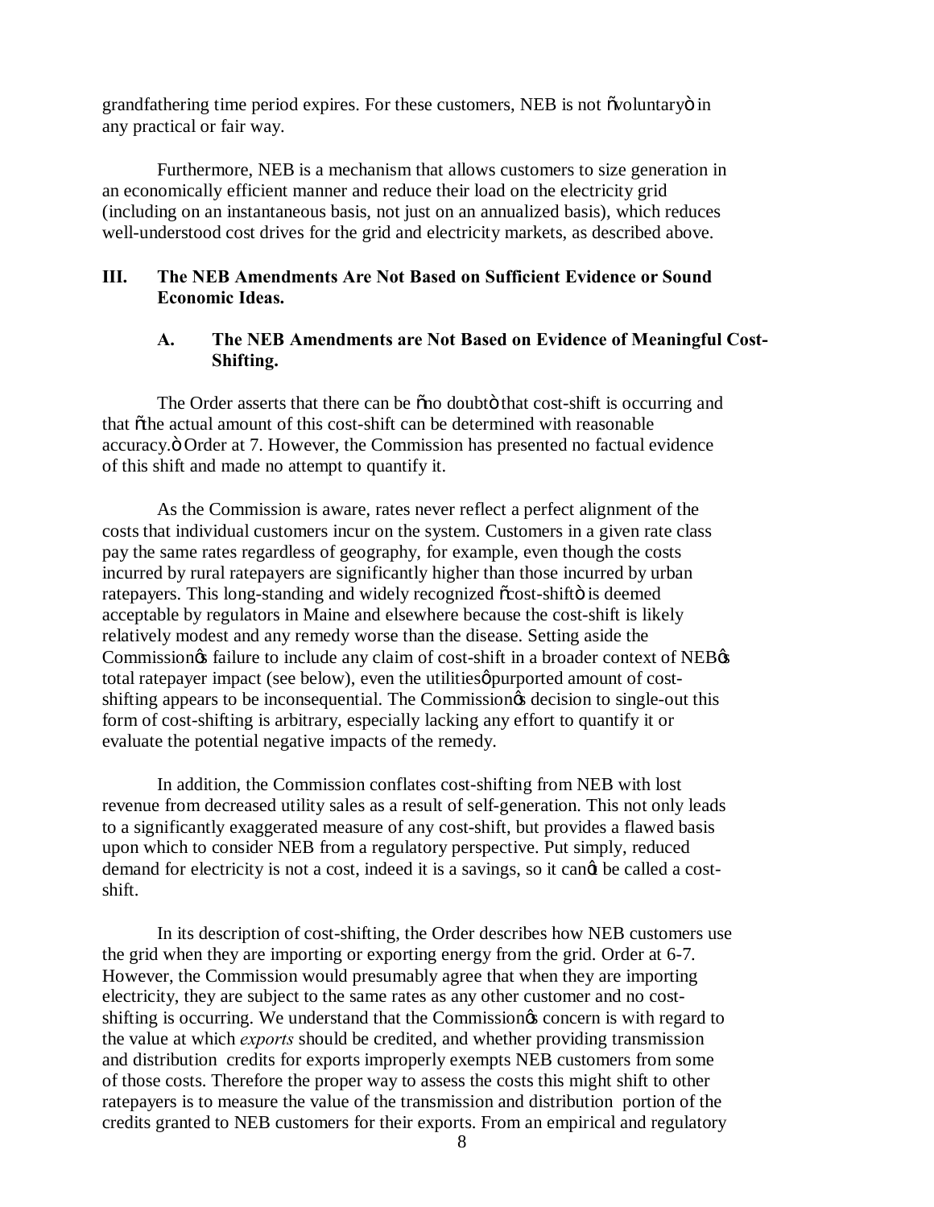grandfathering time period expires. For these customers, NEB is not "voluntary" in any practical or fair way.

Furthermore, NEB is a mechanism that allows customers to size generation in an economically efficient manner and reduce their load on the electricity grid (including on an instantaneous basis, not just on an annualized basis), which reduces well-understood cost drives for the grid and electricity markets, as described above.

## III. The NEB Amendments Are Not Based on Sufficient Evidence or Sound Economic Ideas.

### A. The NEB Amendments are Not Based on Evidence of Meaningful Cost-Shifting.

The Order asserts that there can be "no doubt" that cost-shift is occurring and that "the actual amount of this cost-shift can be determined with reasonable accuracy." Order at 7. However, the Commission has presented no factual evidence of this shift and made no attempt to quantify it.

As the Commission is aware, rates never reflect a perfect alignment of the costs that individual customers incur on the system. Customers in a given rate class pay the same rates regardless of geography, for example, even though the costs incurred by rural ratepayers are significantly higher than those incurred by urban ratepayers. This long-standing and widely recognized "cost-shift" is deemed acceptable by regulators in Maine and elsewhere because the cost-shift is likely relatively modest and any remedy worse than the disease. Setting aside the Commission's failure to include any claim of cost-shift in a broader context of NEB's total ratepayer impact (see below), even the utilities' purported amount of cost-shifting appears to be inconsequential. The Commission's decision to single-out this form of cost-shifting is arbitrary, especially lacking any effort to quantify it or evaluate the potential negative impacts of the remedy.

In addition, the Commission conflates cost-shifting from NEB with lost revenue from decreased utility sales as a result of self-generation. This not only leads to a significantly exaggerated measure of any cost-shift, but provides a flawed basis upon which to consider NEB from a regulatory perspective. Put simply, reduced demand for electricity is not a cost, indeed it is a savings, so it can't be called a cost-shift.

In its description of cost-shifting, the Order describes how NEB customers use the grid when they are importing or exporting energy from the grid. Order at 6-7. However, the Commission would presumably agree that when they are importing electricity, they are subject to the same rates as any other customer and no cost-shifting is occurring. We understand that the Commission's concern is with regard to the value at which *exports* should be credited, and whether providing transmission and distribution credits for exports improperly exempts NEB customers from some of those costs. Therefore the proper way to assess the costs this might shift to other ratepayers is to measure the value of the transmission and distribution portion of the credits granted to NEB customers for their exports. From an empirical and regulatory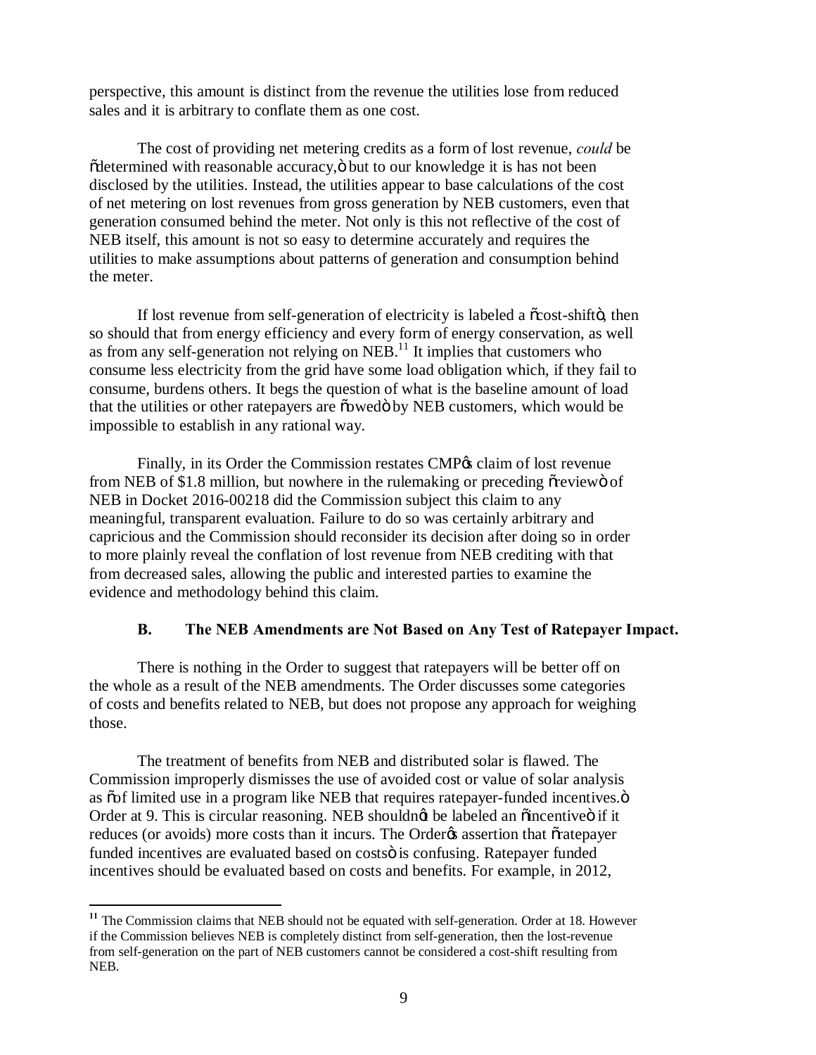perspective, this amount is distinct from the revenue the utilities lose from reduced sales and it is arbitrary to conflate them as one cost.

The cost of providing net metering credits as a form of lost revenue, *could* be "determined with reasonable accuracy," but to our knowledge it is has not been disclosed by the utilities. Instead, the utilities appear to base calculations of the cost of net metering on lost revenues from gross generation by NEB customers, even that generation consumed behind the meter. Not only is this not reflective of the cost of NEB itself, this amount is not so easy to determine accurately and requires the utilities to make assumptions about patterns of generation and consumption behind the meter.

If lost revenue from self-generation of electricity is labeled a "cost-shift", then so should that from energy efficiency and every form of energy conservation, as well as from any self-generation not relying on NEB.[11] It implies that customers who consume less electricity from the grid have some load obligation which, if they fail to consume, burdens others. It begs the question of what is the baseline amount of load that the utilities or other ratepayers are "owed" by NEB customers, which would be impossible to establish in any rational way.

Finally, in its Order the Commission restates CMP's claim of lost revenue from NEB of $1.8 million, but nowhere in the rulemaking or preceding "review" of NEB in Docket 2016-00218 did the Commission subject this claim to any meaningful, transparent evaluation. Failure to do so was certainly arbitrary and capricious and the Commission should reconsider its decision after doing so in order to more plainly reveal the conflation of lost revenue from NEB crediting with that from decreased sales, allowing the public and interested parties to examine the evidence and methodology behind this claim.

### B. The NEB Amendments are Not Based on Any Test of Ratepayer Impact.

There is nothing in the Order to suggest that ratepayers will be better off on the whole as a result of the NEB amendments. The Order discusses some categories of costs and benefits related to NEB, but does not propose any approach for weighing those.

The treatment of benefits from NEB and distributed solar is flawed. The Commission improperly dismisses the use of avoided cost or value of solar analysis as "of limited use in a program like NEB that requires ratepayer-funded incentives." Order at 9. This is circular reasoning. NEB shouldn't be labeled an "incentive" if it reduces (or avoids) more costs than it incurs. The Order's assertion that "ratepayer funded incentives are evaluated based on costs" is confusing. Ratepayer funded incentives should be evaluated based on costs and benefits. For example, in 2012,

---

[11] The Commission claims that NEB should not be equated with self-generation. Order at 18. However if the Commission believes NEB is completely distinct from self-generation, then the lost-revenue from self-generation on the part of NEB customers cannot be considered a cost-shift resulting from NEB.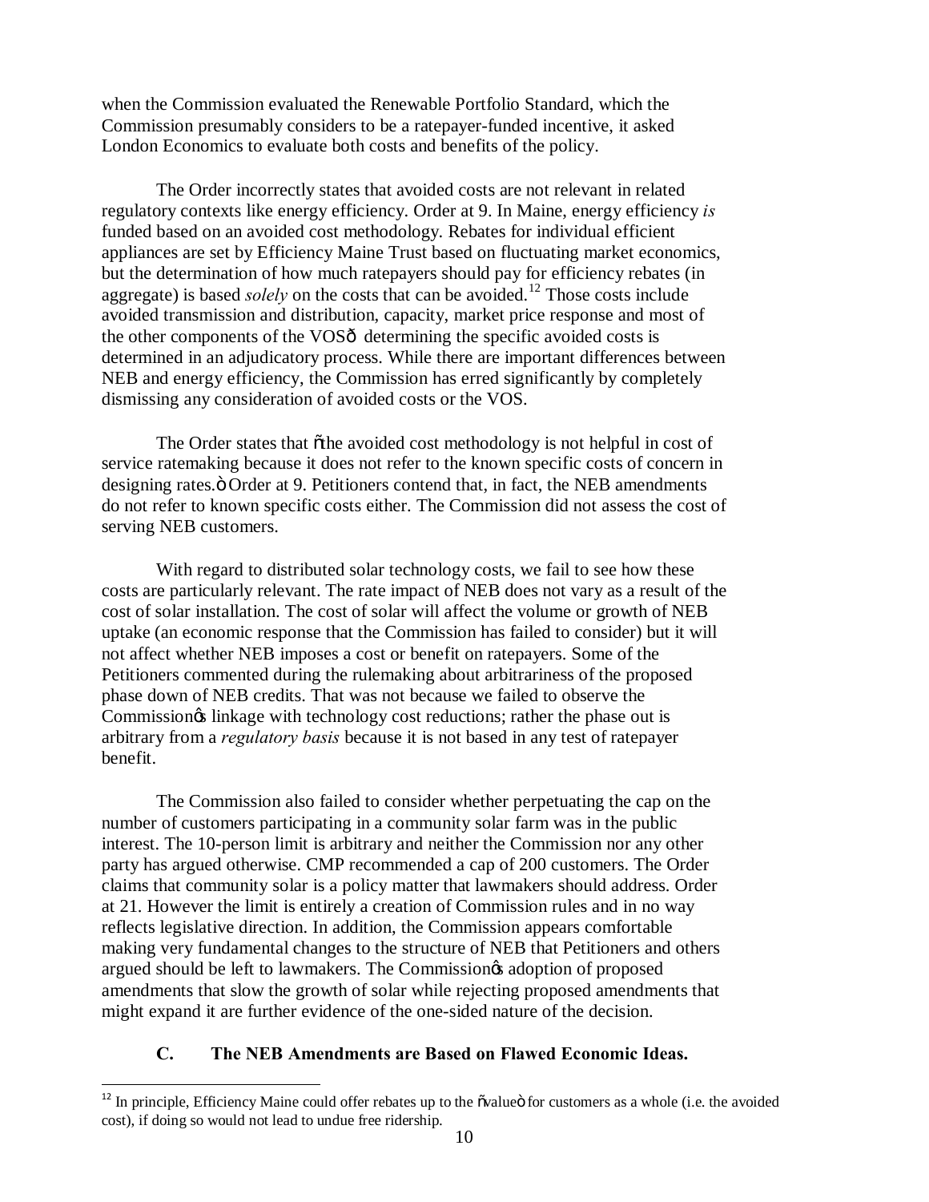when the Commission evaluated the Renewable Portfolio Standard, which the Commission presumably considers to be a ratepayer-funded incentive, it asked London Economics to evaluate both costs and benefits of the policy.

The Order incorrectly states that avoided costs are not relevant in related regulatory contexts like energy efficiency. Order at 9. In Maine, energy efficiency *is* funded based on an avoided cost methodology. Rebates for individual efficient appliances are set by Efficiency Maine Trust based on fluctuating market economics, but the determination of how much ratepayers should pay for efficiency rebates (in aggregate) is based *solely* on the costs that can be avoided.[12] Those costs include avoided transmission and distribution, capacity, market price response and most of the other components of the VOSô determining the specific avoided costs is determined in an adjudicatory process. While there are important differences between NEB and energy efficiency, the Commission has erred significantly by completely dismissing any consideration of avoided costs or the VOS.

The Order states that õthe avoided cost methodology is not helpful in cost of service ratemaking because it does not refer to the known specific costs of concern in designing rates.ö Order at 9. Petitioners contend that, in fact, the NEB amendments do not refer to known specific costs either. The Commission did not assess the cost of serving NEB customers.

With regard to distributed solar technology costs, we fail to see how these costs are particularly relevant. The rate impact of NEB does not vary as a result of the cost of solar installation. The cost of solar will affect the volume or growth of NEB uptake (an economic response that the Commission has failed to consider) but it will not affect whether NEB imposes a cost or benefit on ratepayers. Some of the Petitioners commented during the rulemaking about arbitrariness of the proposed phase down of NEB credits. That was not because we failed to observe the Commissionøs linkage with technology cost reductions; rather the phase out is arbitrary from a *regulatory basis* because it is not based in any test of ratepayer benefit.

The Commission also failed to consider whether perpetuating the cap on the number of customers participating in a community solar farm was in the public interest. The 10-person limit is arbitrary and neither the Commission nor any other party has argued otherwise. CMP recommended a cap of 200 customers. The Order claims that community solar is a policy matter that lawmakers should address. Order at 21. However the limit is entirely a creation of Commission rules and in no way reflects legislative direction. In addition, the Commission appears comfortable making very fundamental changes to the structure of NEB that Petitioners and others argued should be left to lawmakers. The Commissionøs adoption of proposed amendments that slow the growth of solar while rejecting proposed amendments that might expand it are further evidence of the one-sided nature of the decision.

### C. The NEB Amendments are Based on Flawed Economic Ideas.

[12] In principle, Efficiency Maine could offer rebates up to the õvalueö for customers as a whole (i.e. the avoided cost), if doing so would not lead to undue free ridership.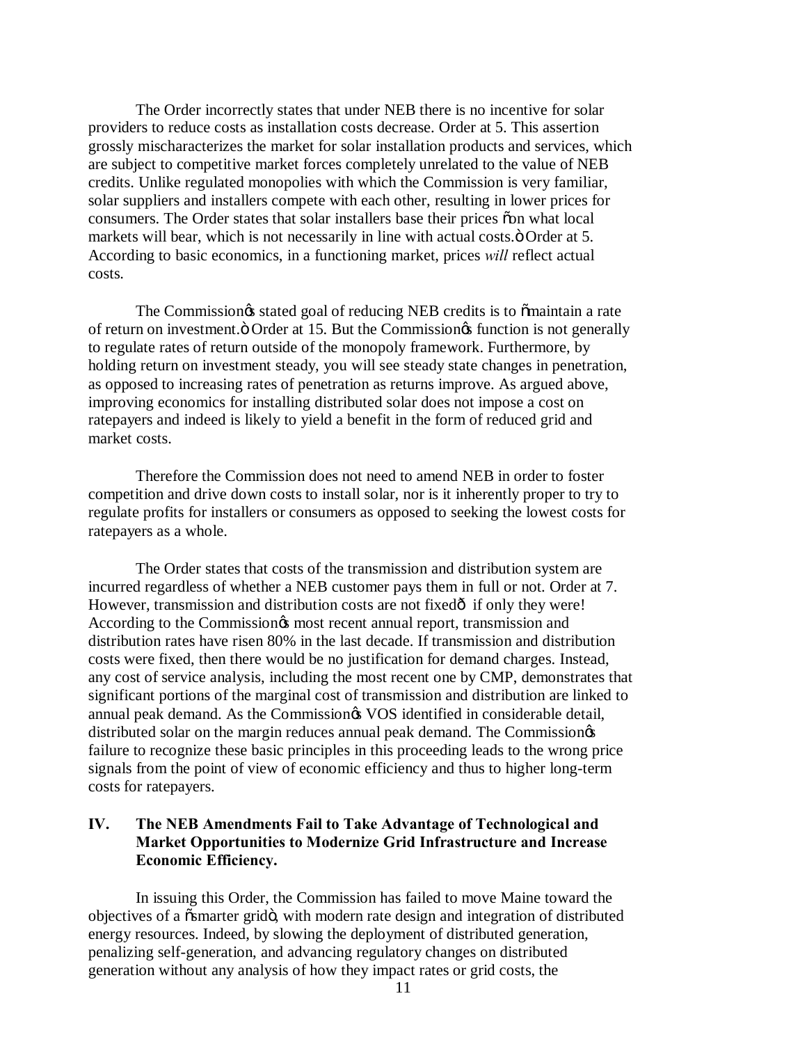The Order incorrectly states that under NEB there is no incentive for solar providers to reduce costs as installation costs decrease. Order at 5. This assertion grossly mischaracterizes the market for solar installation products and services, which are subject to competitive market forces completely unrelated to the value of NEB credits. Unlike regulated monopolies with which the Commission is very familiar, solar suppliers and installers compete with each other, resulting in lower prices for consumers. The Order states that solar installers base their prices "on what local markets will bear, which is not necessarily in line with actual costs." Order at 5. According to basic economics, in a functioning market, prices *will* reflect actual costs.

The Commission's stated goal of reducing NEB credits is to "maintain a rate of return on investment." Order at 15. But the Commission's function is not generally to regulate rates of return outside of the monopoly framework. Furthermore, by holding return on investment steady, you will see steady state changes in penetration, as opposed to increasing rates of penetration as returns improve. As argued above, improving economics for installing distributed solar does not impose a cost on ratepayers and indeed is likely to yield a benefit in the form of reduced grid and market costs.

Therefore the Commission does not need to amend NEB in order to foster competition and drive down costs to install solar, nor is it inherently proper to try to regulate profits for installers or consumers as opposed to seeking the lowest costs for ratepayers as a whole.

The Order states that costs of the transmission and distribution system are incurred regardless of whether a NEB customer pays them in full or not. Order at 7. However, transmission and distribution costs are not fixed— if only they were! According to the Commission's most recent annual report, transmission and distribution rates have risen 80% in the last decade. If transmission and distribution costs were fixed, then there would be no justification for demand charges. Instead, any cost of service analysis, including the most recent one by CMP, demonstrates that significant portions of the marginal cost of transmission and distribution are linked to annual peak demand. As the Commission's VOS identified in considerable detail, distributed solar on the margin reduces annual peak demand. The Commission's failure to recognize these basic principles in this proceeding leads to the wrong price signals from the point of view of economic efficiency and thus to higher long-term costs for ratepayers.

## IV. The NEB Amendments Fail to Take Advantage of Technological and Market Opportunities to Modernize Grid Infrastructure and Increase Economic Efficiency.

In issuing this Order, the Commission has failed to move Maine toward the objectives of a "smarter grid", with modern rate design and integration of distributed energy resources. Indeed, by slowing the deployment of distributed generation, penalizing self-generation, and advancing regulatory changes on distributed generation without any analysis of how they impact rates or grid costs, the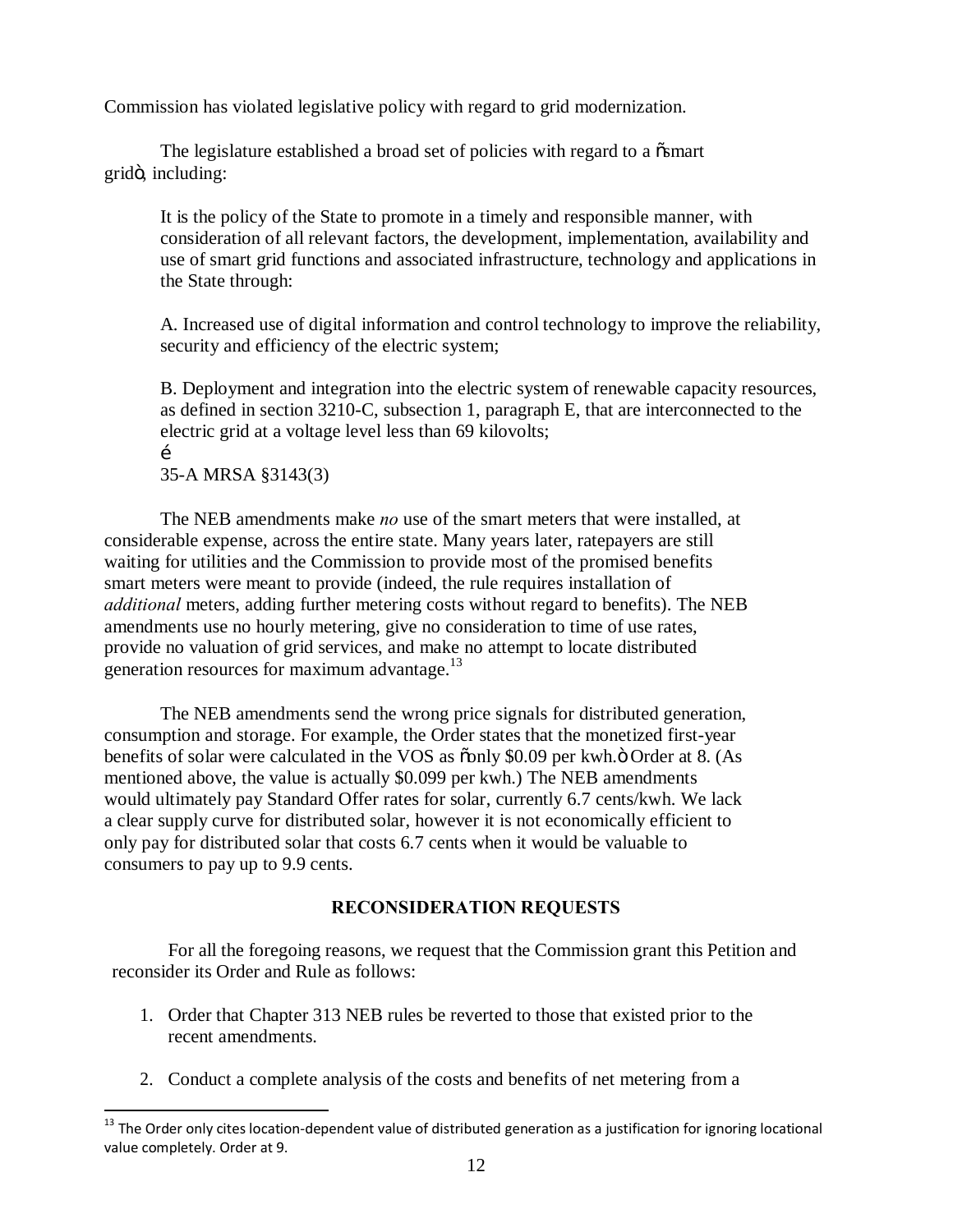Commission has violated legislative policy with regard to grid modernization.

The legislature established a broad set of policies with regard to a "smart grid", including:

> It is the policy of the State to promote in a timely and responsible manner, with consideration of all relevant factors, the development, implementation, availability and use of smart grid functions and associated infrastructure, technology and applications in the State through:
>
> A. Increased use of digital information and control technology to improve the reliability, security and efficiency of the electric system;
>
> B. Deployment and integration into the electric system of renewable capacity resources, as defined in section 3210-C, subsection 1, paragraph E, that are interconnected to the electric grid at a voltage level less than 69 kilovolts;
>
> …
>
> 35-A MRSA §3143(3)

The NEB amendments make *no* use of the smart meters that were installed, at considerable expense, across the entire state. Many years later, ratepayers are still waiting for utilities and the Commission to provide most of the promised benefits smart meters were meant to provide (indeed, the rule requires installation of *additional* meters, adding further metering costs without regard to benefits). The NEB amendments use no hourly metering, give no consideration to time of use rates, provide no valuation of grid services, and make no attempt to locate distributed generation resources for maximum advantage.[13]

The NEB amendments send the wrong price signals for distributed generation, consumption and storage. For example, the Order states that the monetized first-year benefits of solar were calculated in the VOS as "only $0.09 per kwh." Order at 8. (As mentioned above, the value is actually $0.099 per kwh.) The NEB amendments would ultimately pay Standard Offer rates for solar, currently 6.7 cents/kwh. We lack a clear supply curve for distributed solar, however it is not economically efficient to only pay for distributed solar that costs 6.7 cents when it would be valuable to consumers to pay up to 9.9 cents.

## RECONSIDERATION REQUESTS

For all the foregoing reasons, we request that the Commission grant this Petition and reconsider its Order and Rule as follows:

1. Order that Chapter 313 NEB rules be reverted to those that existed prior to the recent amendments.
2. Conduct a complete analysis of the costs and benefits of net metering from a

---

[13] The Order only cites location-dependent value of distributed generation as a justification for ignoring locational value completely. Order at 9.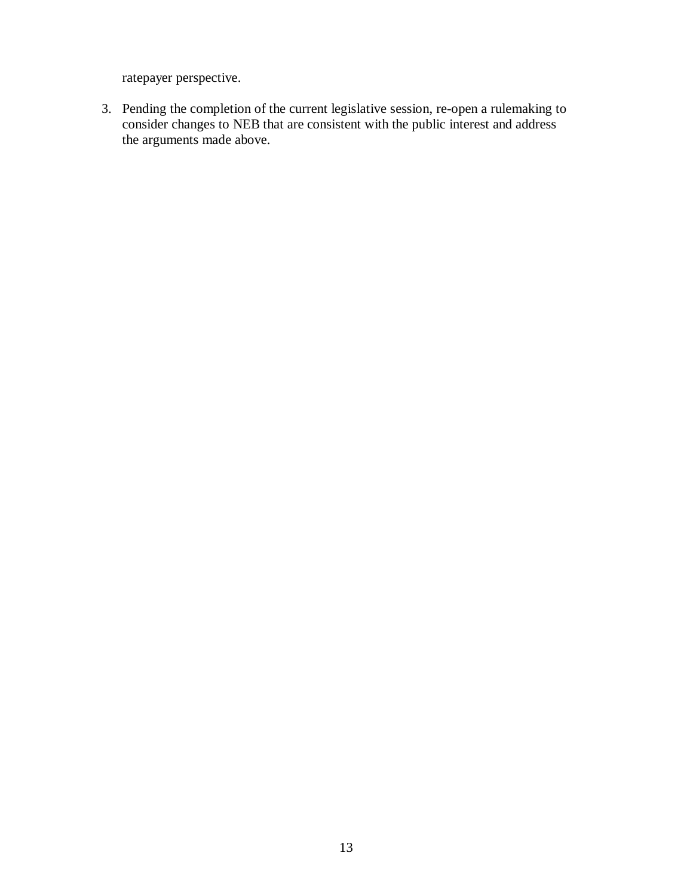ratepayer perspective.

3. Pending the completion of the current legislative session, re-open a rulemaking to consider changes to NEB that are consistent with the public interest and address the arguments made above.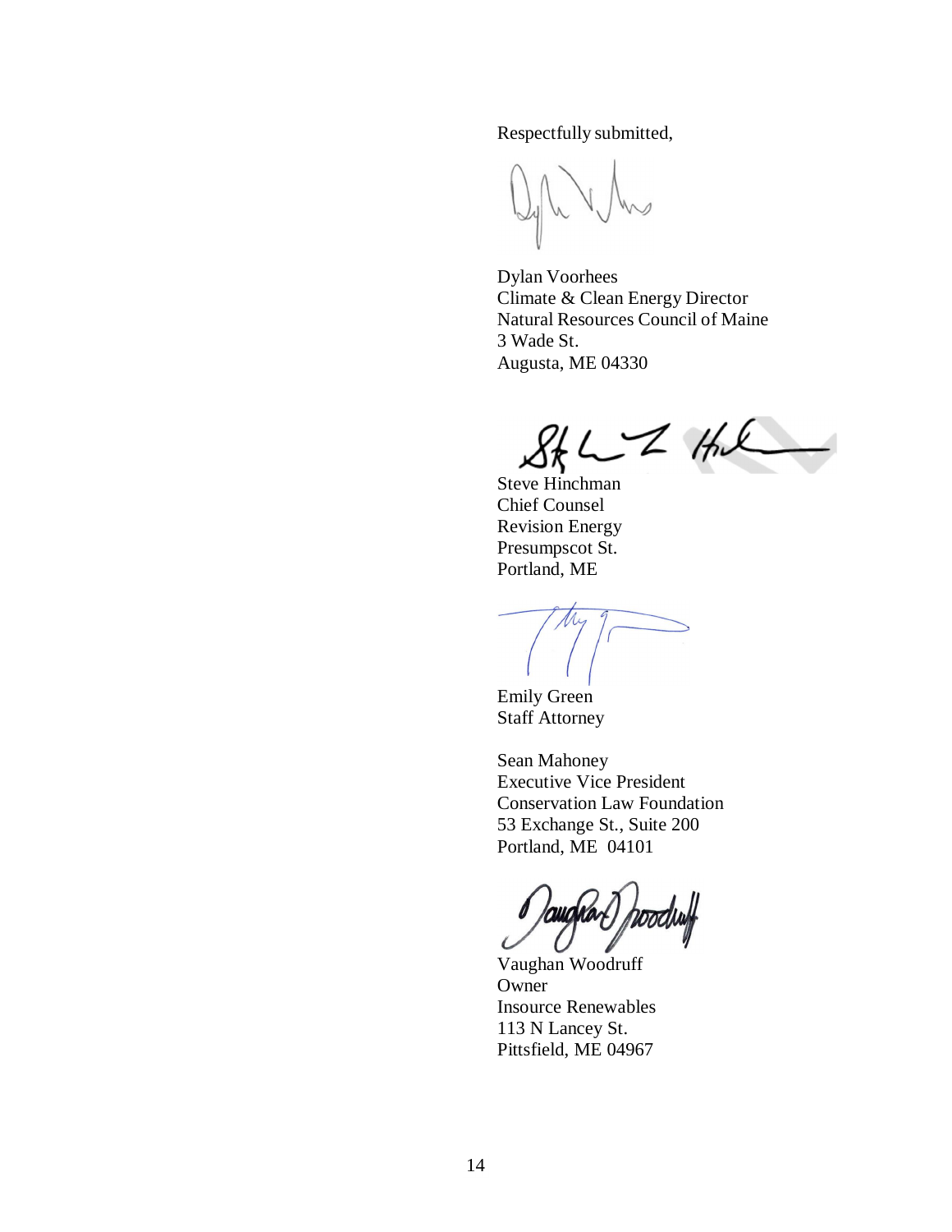Respectfully submitted,

Dylan Voorhees
Climate & Clean Energy Director
Natural Resources Council of Maine
3 Wade St.
Augusta, ME 04330

Steve Hinchman
Chief Counsel
Revision Energy
Presumpscot St.
Portland, ME

Emily Green
Staff Attorney

Sean Mahoney
Executive Vice President
Conservation Law Foundation
53 Exchange St., Suite 200
Portland, ME 04101

Vaughan Woodruff
Owner
Insource Renewables
113 N Lancey St.
Pittsfield, ME 04967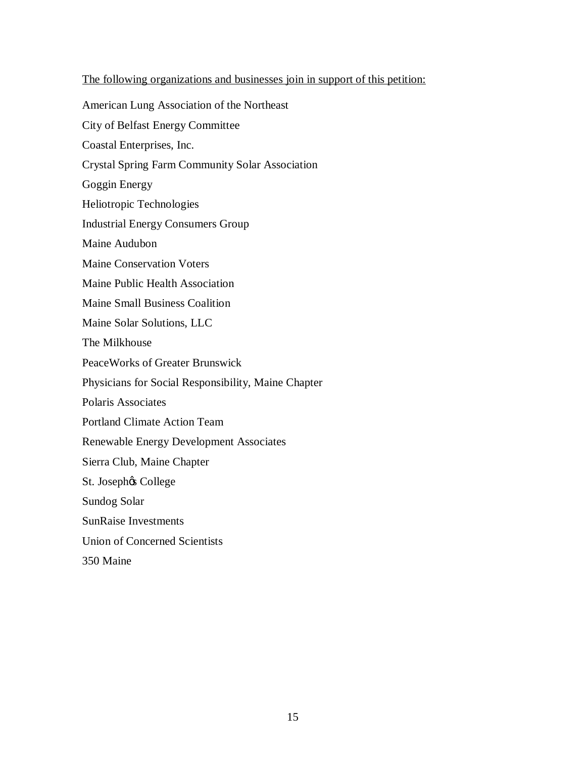The following organizations and businesses join in support of this petition:

American Lung Association of the Northeast

City of Belfast Energy Committee

Coastal Enterprises, Inc.

Crystal Spring Farm Community Solar Association

Goggin Energy

Heliotropic Technologies

Industrial Energy Consumers Group

Maine Audubon

Maine Conservation Voters

Maine Public Health Association

Maine Small Business Coalition

Maine Solar Solutions, LLC

The Milkhouse

PeaceWorks of Greater Brunswick

Physicians for Social Responsibility, Maine Chapter

Polaris Associates

Portland Climate Action Team

Renewable Energy Development Associates

Sierra Club, Maine Chapter

St. Josephǿs College

Sundog Solar

SunRaise Investments

Union of Concerned Scientists

350 Maine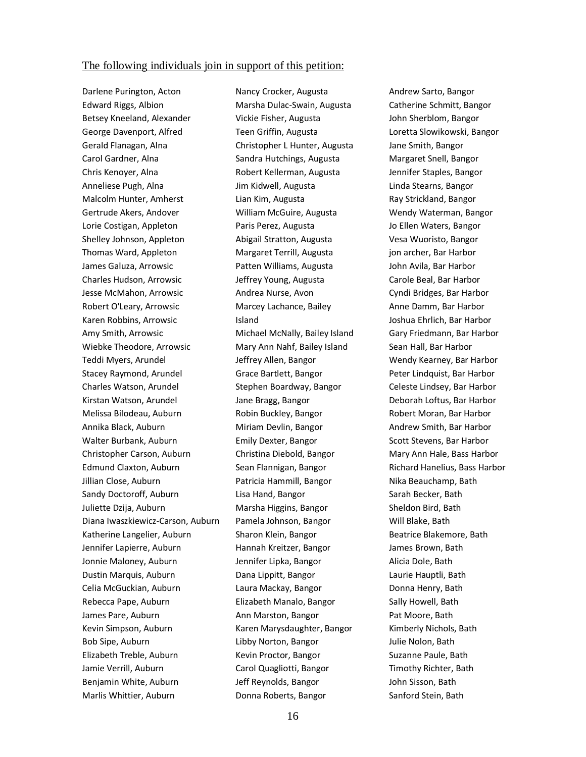The following individuals join in support of this petition:

Darlene Purington, Acton
Edward Riggs, Albion
Betsey Kneeland, Alexander
George Davenport, Alfred
Gerald Flanagan, Alna
Carol Gardner, Alna
Chris Kenoyer, Alna
Anneliese Pugh, Alna
Malcolm Hunter, Amherst
Gertrude Akers, Andover
Lorie Costigan, Appleton
Shelley Johnson, Appleton
Thomas Ward, Appleton
James Galuza, Arrowsic
Charles Hudson, Arrowsic
Jesse McMahon, Arrowsic
Robert O'Leary, Arrowsic
Karen Robbins, Arrowsic
Amy Smith, Arrowsic
Wiebke Theodore, Arrowsic
Teddi Myers, Arundel
Stacey Raymond, Arundel
Charles Watson, Arundel
Kirstan Watson, Arundel
Melissa Bilodeau, Auburn
Annika Black, Auburn
Walter Burbank, Auburn
Christopher Carson, Auburn
Edmund Claxton, Auburn
Jillian Close, Auburn
Sandy Doctoroff, Auburn
Juliette Dzija, Auburn
Diana Iwaszkiewicz-Carson, Auburn
Katherine Langelier, Auburn
Jennifer Lapierre, Auburn
Jonnie Maloney, Auburn
Dustin Marquis, Auburn
Celia McGuckian, Auburn
Rebecca Pape, Auburn
James Pare, Auburn
Kevin Simpson, Auburn
Bob Sipe, Auburn
Elizabeth Treble, Auburn
Jamie Verrill, Auburn
Benjamin White, Auburn
Marlis Whittier, Auburn
Nancy Crocker, Augusta
Marsha Dulac-Swain, Augusta
Vickie Fisher, Augusta
Teen Griffin, Augusta
Christopher L Hunter, Augusta
Sandra Hutchings, Augusta
Robert Kellerman, Augusta
Jim Kidwell, Augusta
Lian Kim, Augusta
William McGuire, Augusta
Paris Perez, Augusta
Abigail Stratton, Augusta
Margaret Terrill, Augusta
Patten Williams, Augusta
Jeffrey Young, Augusta
Andrea Nurse, Avon
Marcey Lachance, Bailey Island
Michael McNally, Bailey Island
Mary Ann Nahf, Bailey Island
Jeffrey Allen, Bangor
Grace Bartlett, Bangor
Stephen Boardway, Bangor
Jane Bragg, Bangor
Robin Buckley, Bangor
Miriam Devlin, Bangor
Emily Dexter, Bangor
Christina Diebold, Bangor
Sean Flannigan, Bangor
Patricia Hammill, Bangor
Lisa Hand, Bangor
Marsha Higgins, Bangor
Pamela Johnson, Bangor
Sharon Klein, Bangor
Hannah Kreitzer, Bangor
Jennifer Lipka, Bangor
Dana Lippitt, Bangor
Laura Mackay, Bangor
Elizabeth Manalo, Bangor
Ann Marston, Bangor
Karen Marysdaughter, Bangor
Libby Norton, Bangor
Kevin Proctor, Bangor
Carol Quagliotti, Bangor
Jeff Reynolds, Bangor
Donna Roberts, Bangor
Andrew Sarto, Bangor
Catherine Schmitt, Bangor
John Sherblom, Bangor
Loretta Slowikowski, Bangor
Jane Smith, Bangor
Margaret Snell, Bangor
Jennifer Staples, Bangor
Linda Stearns, Bangor
Ray Strickland, Bangor
Wendy Waterman, Bangor
Jo Ellen Waters, Bangor
Vesa Wuoristo, Bangor
jon archer, Bar Harbor
John Avila, Bar Harbor
Carole Beal, Bar Harbor
Cyndi Bridges, Bar Harbor
Anne Damm, Bar Harbor
Joshua Ehrlich, Bar Harbor
Gary Friedmann, Bar Harbor
Sean Hall, Bar Harbor
Wendy Kearney, Bar Harbor
Peter Lindquist, Bar Harbor
Celeste Lindsey, Bar Harbor
Deborah Loftus, Bar Harbor
Robert Moran, Bar Harbor
Andrew Smith, Bar Harbor
Scott Stevens, Bar Harbor
Mary Ann Hale, Bass Harbor
Richard Hanelius, Bass Harbor
Nika Beauchamp, Bath
Sarah Becker, Bath
Sheldon Bird, Bath
Will Blake, Bath
Beatrice Blakemore, Bath
James Brown, Bath
Alicia Dole, Bath
Laurie Hauptli, Bath
Donna Henry, Bath
Sally Howell, Bath
Pat Moore, Bath
Kimberly Nichols, Bath
Julie Nolon, Bath
Suzanne Paule, Bath
Timothy Richter, Bath
John Sisson, Bath
Sanford Stein, Bath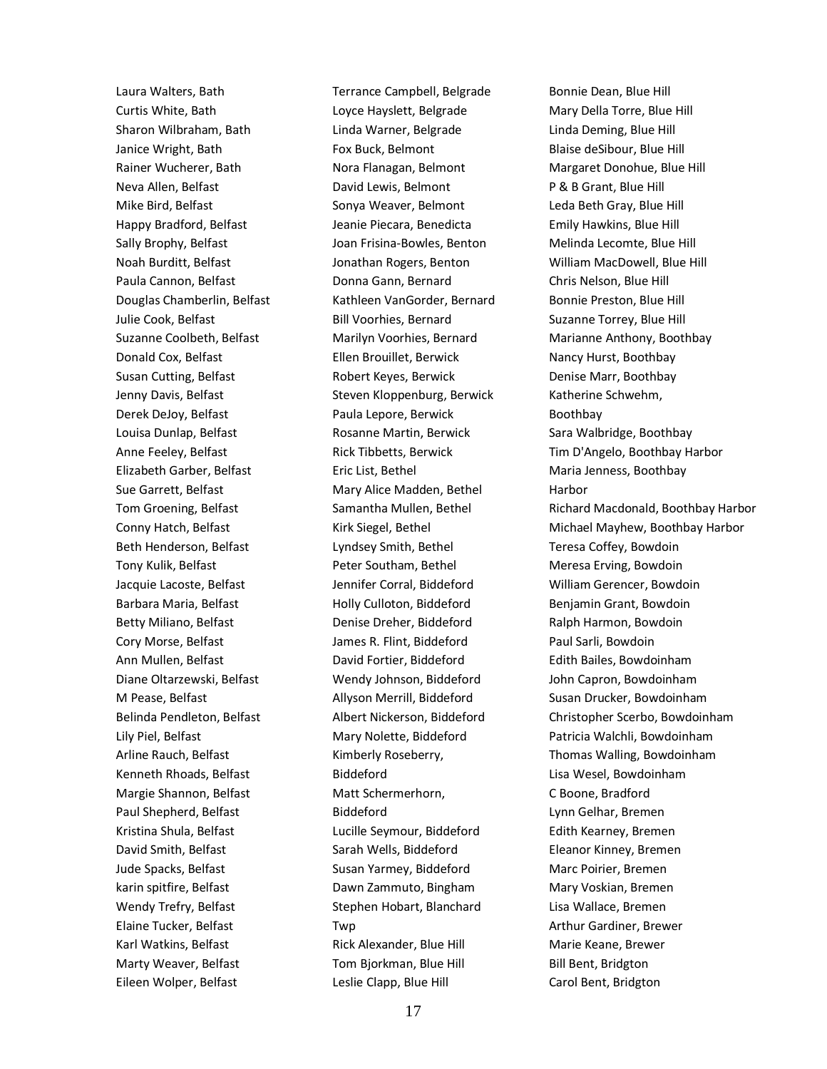Laura Walters, Bath
Curtis White, Bath
Sharon Wilbraham, Bath
Janice Wright, Bath
Rainer Wucherer, Bath
Neva Allen, Belfast
Mike Bird, Belfast
Happy Bradford, Belfast
Sally Brophy, Belfast
Noah Burditt, Belfast
Paula Cannon, Belfast
Douglas Chamberlin, Belfast
Julie Cook, Belfast
Suzanne Coolbeth, Belfast
Donald Cox, Belfast
Susan Cutting, Belfast
Jenny Davis, Belfast
Derek DeJoy, Belfast
Louisa Dunlap, Belfast
Anne Feeley, Belfast
Elizabeth Garber, Belfast
Sue Garrett, Belfast
Tom Groening, Belfast
Conny Hatch, Belfast
Beth Henderson, Belfast
Tony Kulik, Belfast
Jacquie Lacoste, Belfast
Barbara Maria, Belfast
Betty Miliano, Belfast
Cory Morse, Belfast
Ann Mullen, Belfast
Diane Oltarzewski, Belfast
M Pease, Belfast
Belinda Pendleton, Belfast
Lily Piel, Belfast
Arline Rauch, Belfast
Kenneth Rhoads, Belfast
Margie Shannon, Belfast
Paul Shepherd, Belfast
Kristina Shula, Belfast
David Smith, Belfast
Jude Spacks, Belfast
karin spitfire, Belfast
Wendy Trefry, Belfast
Elaine Tucker, Belfast
Karl Watkins, Belfast
Marty Weaver, Belfast
Eileen Wolper, Belfast
Terrance Campbell, Belgrade
Loyce Hayslett, Belgrade
Linda Warner, Belgrade
Fox Buck, Belmont
Nora Flanagan, Belmont
David Lewis, Belmont
Sonya Weaver, Belmont
Jeanie Piecara, Benedicta
Joan Frisina-Bowles, Benton
Jonathan Rogers, Benton
Donna Gann, Bernard
Kathleen VanGorder, Bernard
Bill Voorhies, Bernard
Marilyn Voorhies, Bernard
Ellen Brouillet, Berwick
Robert Keyes, Berwick
Steven Kloppenburg, Berwick
Paula Lepore, Berwick
Rosanne Martin, Berwick
Rick Tibbetts, Berwick
Eric List, Bethel
Mary Alice Madden, Bethel
Samantha Mullen, Bethel
Kirk Siegel, Bethel
Lyndsey Smith, Bethel
Peter Southam, Bethel
Jennifer Corral, Biddeford
Holly Culloton, Biddeford
Denise Dreher, Biddeford
James R. Flint, Biddeford
David Fortier, Biddeford
Wendy Johnson, Biddeford
Allyson Merrill, Biddeford
Albert Nickerson, Biddeford
Mary Nolette, Biddeford
Kimberly Roseberry, Biddeford
Matt Schermerhorn, Biddeford
Lucille Seymour, Biddeford
Sarah Wells, Biddeford
Susan Yarmey, Biddeford
Dawn Zammuto, Bingham
Stephen Hobart, Blanchard Twp
Rick Alexander, Blue Hill
Tom Bjorkman, Blue Hill
Leslie Clapp, Blue Hill
Bonnie Dean, Blue Hill
Mary Della Torre, Blue Hill
Linda Deming, Blue Hill
Blaise deSibour, Blue Hill
Margaret Donohue, Blue Hill
P & B Grant, Blue Hill
Leda Beth Gray, Blue Hill
Emily Hawkins, Blue Hill
Melinda Lecomte, Blue Hill
William MacDowell, Blue Hill
Chris Nelson, Blue Hill
Bonnie Preston, Blue Hill
Suzanne Torrey, Blue Hill
Marianne Anthony, Boothbay
Nancy Hurst, Boothbay
Denise Marr, Boothbay
Katherine Schwehm, Boothbay
Sara Walbridge, Boothbay
Tim D'Angelo, Boothbay Harbor
Maria Jenness, Boothbay Harbor
Richard Macdonald, Boothbay Harbor
Michael Mayhew, Boothbay Harbor
Teresa Coffey, Bowdoin
Meresa Erving, Bowdoin
William Gerencer, Bowdoin
Benjamin Grant, Bowdoin
Ralph Harmon, Bowdoin
Paul Sarli, Bowdoin
Edith Bailes, Bowdoinham
John Capron, Bowdoinham
Susan Drucker, Bowdoinham
Christopher Scerbo, Bowdoinham
Patricia Walchli, Bowdoinham
Thomas Walling, Bowdoinham
Lisa Wesel, Bowdoinham
C Boone, Bradford
Lynn Gelhar, Bremen
Edith Kearney, Bremen
Eleanor Kinney, Bremen
Marc Poirier, Bremen
Mary Voskian, Bremen
Lisa Wallace, Bremen
Arthur Gardiner, Brewer
Marie Keane, Brewer
Bill Bent, Bridgton
Carol Bent, Bridgton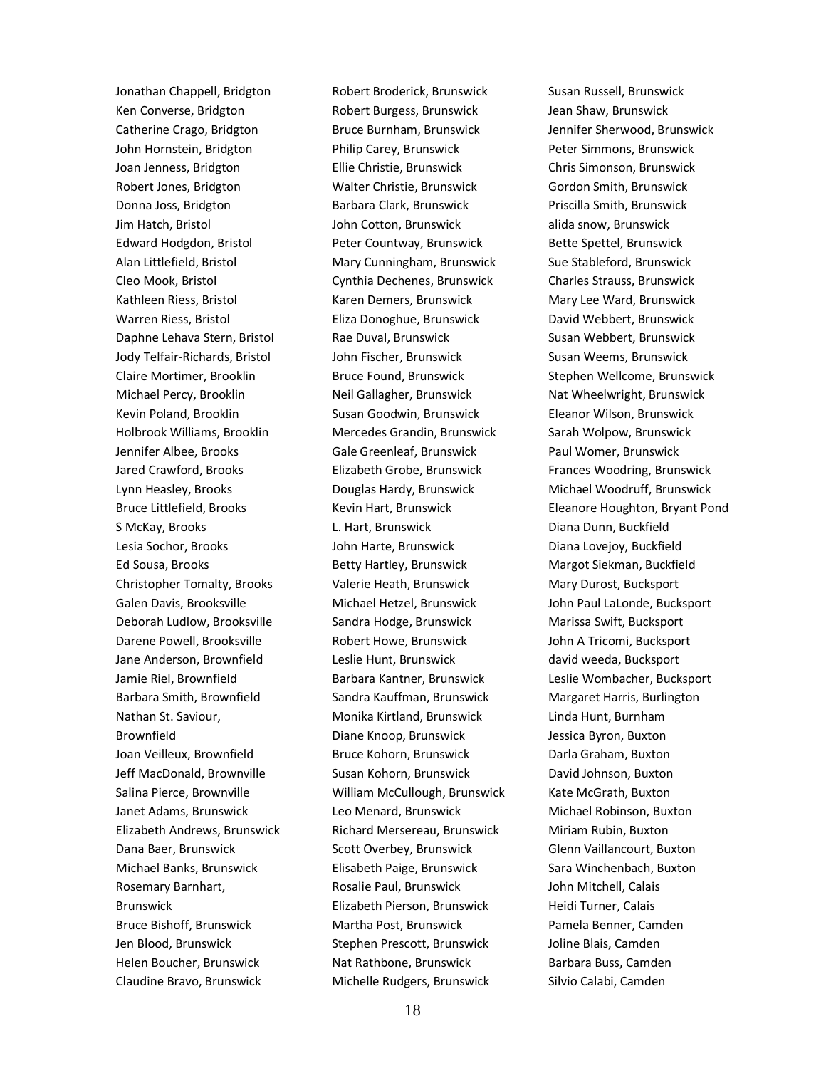Jonathan Chappell, Bridgton
Ken Converse, Bridgton
Catherine Crago, Bridgton
John Hornstein, Bridgton
Joan Jenness, Bridgton
Robert Jones, Bridgton
Donna Joss, Bridgton
Jim Hatch, Bristol
Edward Hodgdon, Bristol
Alan Littlefield, Bristol
Cleo Mook, Bristol
Kathleen Riess, Bristol
Warren Riess, Bristol
Daphne Lehava Stern, Bristol
Jody Telfair-Richards, Bristol
Claire Mortimer, Brooklin
Michael Percy, Brooklin
Kevin Poland, Brooklin
Holbrook Williams, Brooklin
Jennifer Albee, Brooks
Jared Crawford, Brooks
Lynn Heasley, Brooks
Bruce Littlefield, Brooks
S McKay, Brooks
Lesia Sochor, Brooks
Ed Sousa, Brooks
Christopher Tomalty, Brooks
Galen Davis, Brooksville
Deborah Ludlow, Brooksville
Darene Powell, Brooksville
Jane Anderson, Brownfield
Jamie Riel, Brownfield
Barbara Smith, Brownfield
Nathan St. Saviour, Brownfield
Joan Veilleux, Brownfield
Jeff MacDonald, Brownville
Salina Pierce, Brownville
Janet Adams, Brunswick
Elizabeth Andrews, Brunswick
Dana Baer, Brunswick
Michael Banks, Brunswick
Rosemary Barnhart, Brunswick
Bruce Bishoff, Brunswick
Jen Blood, Brunswick
Helen Boucher, Brunswick
Claudine Bravo, Brunswick
Robert Broderick, Brunswick
Robert Burgess, Brunswick
Bruce Burnham, Brunswick
Philip Carey, Brunswick
Ellie Christie, Brunswick
Walter Christie, Brunswick
Barbara Clark, Brunswick
John Cotton, Brunswick
Peter Countway, Brunswick
Mary Cunningham, Brunswick
Cynthia Dechenes, Brunswick
Karen Demers, Brunswick
Eliza Donoghue, Brunswick
Rae Duval, Brunswick
John Fischer, Brunswick
Bruce Found, Brunswick
Neil Gallagher, Brunswick
Susan Goodwin, Brunswick
Mercedes Grandin, Brunswick
Gale Greenleaf, Brunswick
Elizabeth Grobe, Brunswick
Douglas Hardy, Brunswick
Kevin Hart, Brunswick
L. Hart, Brunswick
John Harte, Brunswick
Betty Hartley, Brunswick
Valerie Heath, Brunswick
Michael Hetzel, Brunswick
Sandra Hodge, Brunswick
Robert Howe, Brunswick
Leslie Hunt, Brunswick
Barbara Kantner, Brunswick
Sandra Kauffman, Brunswick
Monika Kirtland, Brunswick
Diane Knoop, Brunswick
Bruce Kohorn, Brunswick
Susan Kohorn, Brunswick
William McCullough, Brunswick
Leo Menard, Brunswick
Richard Mersereau, Brunswick
Scott Overbey, Brunswick
Elisabeth Paige, Brunswick
Rosalie Paul, Brunswick
Elizabeth Pierson, Brunswick
Martha Post, Brunswick
Stephen Prescott, Brunswick
Nat Rathbone, Brunswick
Michelle Rudgers, Brunswick
Susan Russell, Brunswick
Jean Shaw, Brunswick
Jennifer Sherwood, Brunswick
Peter Simmons, Brunswick
Chris Simonson, Brunswick
Gordon Smith, Brunswick
Priscilla Smith, Brunswick
alida snow, Brunswick
Bette Spettel, Brunswick
Sue Stableford, Brunswick
Charles Strauss, Brunswick
Mary Lee Ward, Brunswick
David Webbert, Brunswick
Susan Webbert, Brunswick
Susan Weems, Brunswick
Stephen Wellcome, Brunswick
Nat Wheelwright, Brunswick
Eleanor Wilson, Brunswick
Sarah Wolpow, Brunswick
Paul Womer, Brunswick
Frances Woodring, Brunswick
Michael Woodruff, Brunswick
Eleanore Houghton, Bryant Pond
Diana Dunn, Buckfield
Diana Lovejoy, Buckfield
Margot Siekman, Buckfield
Mary Durost, Bucksport
John Paul LaLonde, Bucksport
Marissa Swift, Bucksport
John A Tricomi, Bucksport
david weeda, Bucksport
Leslie Wombacher, Bucksport
Margaret Harris, Burlington
Linda Hunt, Burnham
Jessica Byron, Buxton
Darla Graham, Buxton
David Johnson, Buxton
Kate McGrath, Buxton
Michael Robinson, Buxton
Miriam Rubin, Buxton
Glenn Vaillancourt, Buxton
Sara Winchenbach, Buxton
John Mitchell, Calais
Heidi Turner, Calais
Pamela Benner, Camden
Joline Blais, Camden
Barbara Buss, Camden
Silvio Calabi, Camden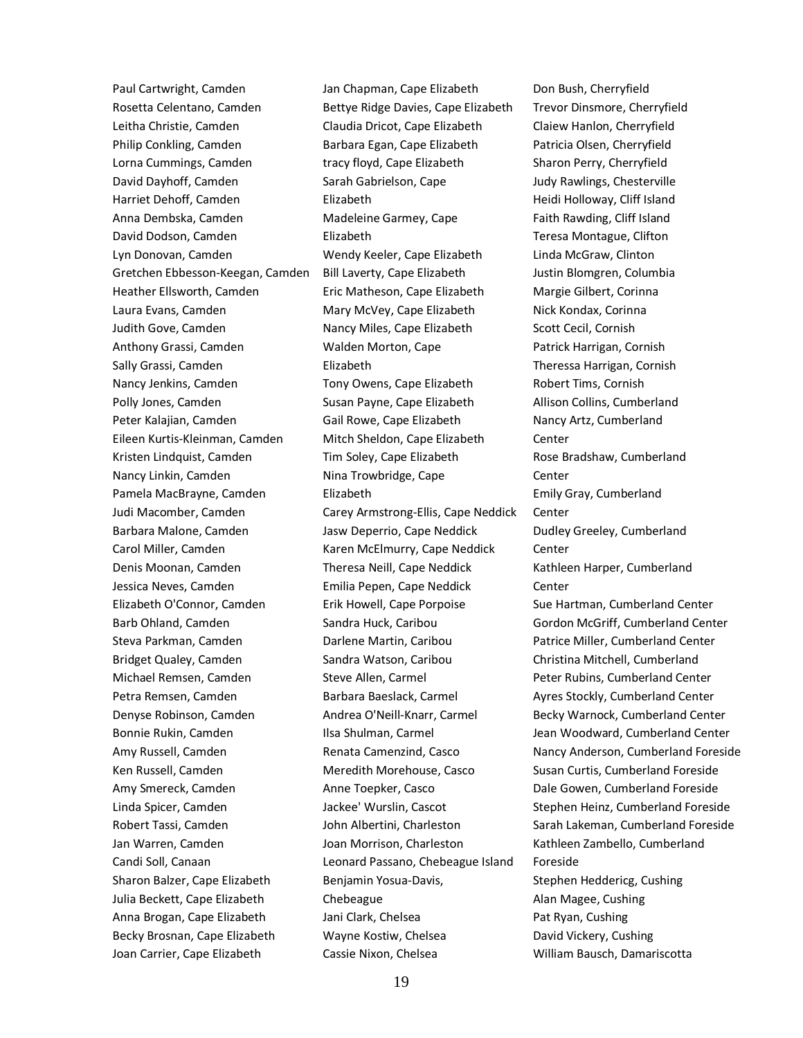Paul Cartwright, Camden
Rosetta Celentano, Camden
Leitha Christie, Camden
Philip Conkling, Camden
Lorna Cummings, Camden
David Dayhoff, Camden
Harriet Dehoff, Camden
Anna Dembska, Camden
David Dodson, Camden
Lyn Donovan, Camden
Gretchen Ebbesson-Keegan, Camden
Heather Ellsworth, Camden
Laura Evans, Camden
Judith Gove, Camden
Anthony Grassi, Camden
Sally Grassi, Camden
Nancy Jenkins, Camden
Polly Jones, Camden
Peter Kalajian, Camden
Eileen Kurtis-Kleinman, Camden
Kristen Lindquist, Camden
Nancy Linkin, Camden
Pamela MacBrayne, Camden
Judi Macomber, Camden
Barbara Malone, Camden
Carol Miller, Camden
Denis Moonan, Camden
Jessica Neves, Camden
Elizabeth O'Connor, Camden
Barb Ohland, Camden
Steva Parkman, Camden
Bridget Qualey, Camden
Michael Remsen, Camden
Petra Remsen, Camden
Denyse Robinson, Camden
Bonnie Rukin, Camden
Amy Russell, Camden
Ken Russell, Camden
Amy Smereck, Camden
Linda Spicer, Camden
Robert Tassi, Camden
Jan Warren, Camden
Candi Soll, Canaan
Sharon Balzer, Cape Elizabeth
Julia Beckett, Cape Elizabeth
Anna Brogan, Cape Elizabeth
Becky Brosnan, Cape Elizabeth
Joan Carrier, Cape Elizabeth
Jan Chapman, Cape Elizabeth
Bettye Ridge Davies, Cape Elizabeth
Claudia Dricot, Cape Elizabeth
Barbara Egan, Cape Elizabeth
tracy floyd, Cape Elizabeth
Sarah Gabrielson, Cape Elizabeth
Madeleine Garmey, Cape Elizabeth
Wendy Keeler, Cape Elizabeth
Bill Laverty, Cape Elizabeth
Eric Matheson, Cape Elizabeth
Mary McVey, Cape Elizabeth
Nancy Miles, Cape Elizabeth
Walden Morton, Cape Elizabeth
Tony Owens, Cape Elizabeth
Susan Payne, Cape Elizabeth
Gail Rowe, Cape Elizabeth
Mitch Sheldon, Cape Elizabeth
Tim Soley, Cape Elizabeth
Nina Trowbridge, Cape Elizabeth
Carey Armstrong-Ellis, Cape Neddick
Jasw Deperrio, Cape Neddick
Karen McElmurry, Cape Neddick
Theresa Neill, Cape Neddick
Emilia Pepen, Cape Neddick
Erik Howell, Cape Porpoise
Sandra Huck, Caribou
Darlene Martin, Caribou
Sandra Watson, Caribou
Steve Allen, Carmel
Barbara Baeslack, Carmel
Andrea O'Neill-Knarr, Carmel
Ilsa Shulman, Carmel
Renata Camenzind, Casco
Meredith Morehouse, Casco
Anne Toepker, Casco
Jackee' Wurslin, Cascot
John Albertini, Charleston
Joan Morrison, Charleston
Leonard Passano, Chebeague Island
Benjamin Yosua-Davis, Chebeague
Jani Clark, Chelsea
Wayne Kostiw, Chelsea
Cassie Nixon, Chelsea
Don Bush, Cherryfield
Trevor Dinsmore, Cherryfield
Claiew Hanlon, Cherryfield
Patricia Olsen, Cherryfield
Sharon Perry, Cherryfield
Judy Rawlings, Chesterville
Heidi Holloway, Cliff Island
Faith Rawding, Cliff Island
Teresa Montague, Clifton
Linda McGraw, Clinton
Justin Blomgren, Columbia
Margie Gilbert, Corinna
Nick Kondax, Corinna
Scott Cecil, Cornish
Patrick Harrigan, Cornish
Theressa Harrigan, Cornish
Robert Tims, Cornish
Allison Collins, Cumberland
Nancy Artz, Cumberland Center
Rose Bradshaw, Cumberland Center
Emily Gray, Cumberland Center
Dudley Greeley, Cumberland Center
Kathleen Harper, Cumberland Center
Sue Hartman, Cumberland Center
Gordon McGriff, Cumberland Center
Patrice Miller, Cumberland Center
Christina Mitchell, Cumberland
Peter Rubins, Cumberland Center
Ayres Stockly, Cumberland Center
Becky Warnock, Cumberland Center
Jean Woodward, Cumberland Center
Nancy Anderson, Cumberland Foreside
Susan Curtis, Cumberland Foreside
Dale Gowen, Cumberland Foreside
Stephen Heinz, Cumberland Foreside
Sarah Lakeman, Cumberland Foreside
Kathleen Zambello, Cumberland Foreside
Stephen Heddericg, Cushing
Alan Magee, Cushing
Pat Ryan, Cushing
David Vickery, Cushing
William Bausch, Damariscotta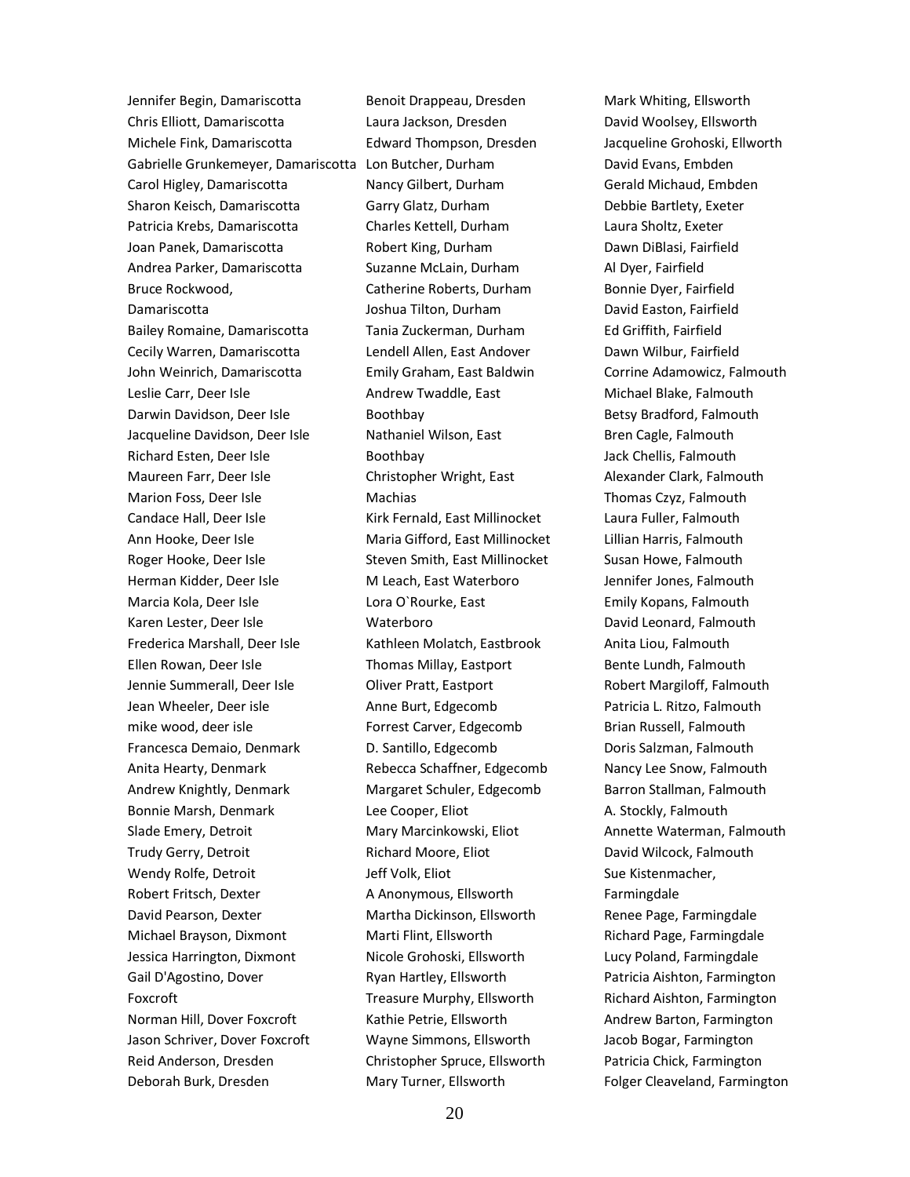Jennifer Begin, Damariscotta
Chris Elliott, Damariscotta
Michele Fink, Damariscotta
Gabrielle Grunkemeyer, Damariscotta
Carol Higley, Damariscotta
Sharon Keisch, Damariscotta
Patricia Krebs, Damariscotta
Joan Panek, Damariscotta
Andrea Parker, Damariscotta
Bruce Rockwood, Damariscotta
Bailey Romaine, Damariscotta
Cecily Warren, Damariscotta
John Weinrich, Damariscotta
Leslie Carr, Deer Isle
Darwin Davidson, Deer Isle
Jacqueline Davidson, Deer Isle
Richard Esten, Deer Isle
Maureen Farr, Deer Isle
Marion Foss, Deer Isle
Candace Hall, Deer Isle
Ann Hooke, Deer Isle
Roger Hooke, Deer Isle
Herman Kidder, Deer Isle
Marcia Kola, Deer Isle
Karen Lester, Deer Isle
Frederica Marshall, Deer Isle
Ellen Rowan, Deer Isle
Jennie Summerall, Deer Isle
Jean Wheeler, Deer isle
mike wood, deer isle
Francesca Demaio, Denmark
Anita Hearty, Denmark
Andrew Knightly, Denmark
Bonnie Marsh, Denmark
Slade Emery, Detroit
Trudy Gerry, Detroit
Wendy Rolfe, Detroit
Robert Fritsch, Dexter
David Pearson, Dexter
Michael Brayson, Dixmont
Jessica Harrington, Dixmont
Gail D'Agostino, Dover Foxcroft
Norman Hill, Dover Foxcroft
Jason Schriver, Dover Foxcroft
Reid Anderson, Dresden
Deborah Burk, Dresden
Benoit Drappeau, Dresden
Laura Jackson, Dresden
Edward Thompson, Dresden
Lon Butcher, Durham
Nancy Gilbert, Durham
Garry Glatz, Durham
Charles Kettell, Durham
Robert King, Durham
Suzanne McLain, Durham
Catherine Roberts, Durham
Joshua Tilton, Durham
Tania Zuckerman, Durham
Lendell Allen, East Andover
Emily Graham, East Baldwin
Andrew Twaddle, East Boothbay
Nathaniel Wilson, East Boothbay
Christopher Wright, East Machias
Kirk Fernald, East Millinocket
Maria Gifford, East Millinocket
Steven Smith, East Millinocket
M Leach, East Waterboro
Lora O`Rourke, East Waterboro
Kathleen Molatch, Eastbrook
Thomas Millay, Eastport
Oliver Pratt, Eastport
Anne Burt, Edgecomb
Forrest Carver, Edgecomb
D. Santillo, Edgecomb
Rebecca Schaffner, Edgecomb
Margaret Schuler, Edgecomb
Lee Cooper, Eliot
Mary Marcinkowski, Eliot
Richard Moore, Eliot
Jeff Volk, Eliot
A Anonymous, Ellsworth
Martha Dickinson, Ellsworth
Marti Flint, Ellsworth
Nicole Grohoski, Ellsworth
Ryan Hartley, Ellsworth
Treasure Murphy, Ellsworth
Kathie Petrie, Ellsworth
Wayne Simmons, Ellsworth
Christopher Spruce, Ellsworth
Mary Turner, Ellsworth
Mark Whiting, Ellsworth
David Woolsey, Ellsworth
Jacqueline Grohoski, Ellworth
David Evans, Embden
Gerald Michaud, Embden
Debbie Bartlety, Exeter
Laura Sholtz, Exeter
Dawn DiBlasi, Fairfield
Al Dyer, Fairfield
Bonnie Dyer, Fairfield
David Easton, Fairfield
Ed Griffith, Fairfield
Dawn Wilbur, Fairfield
Corrine Adamowicz, Falmouth
Michael Blake, Falmouth
Betsy Bradford, Falmouth
Bren Cagle, Falmouth
Jack Chellis, Falmouth
Alexander Clark, Falmouth
Thomas Czyz, Falmouth
Laura Fuller, Falmouth
Lillian Harris, Falmouth
Susan Howe, Falmouth
Jennifer Jones, Falmouth
Emily Kopans, Falmouth
David Leonard, Falmouth
Anita Liou, Falmouth
Bente Lundh, Falmouth
Robert Margiloff, Falmouth
Patricia L. Ritzo, Falmouth
Brian Russell, Falmouth
Doris Salzman, Falmouth
Nancy Lee Snow, Falmouth
Barron Stallman, Falmouth
A. Stockly, Falmouth
Annette Waterman, Falmouth
David Wilcock, Falmouth
Sue Kistenmacher, Farmingdale
Renee Page, Farmingdale
Richard Page, Farmingdale
Lucy Poland, Farmingdale
Patricia Aishton, Farmington
Richard Aishton, Farmington
Andrew Barton, Farmington
Jacob Bogar, Farmington
Patricia Chick, Farmington
Folger Cleaveland, Farmington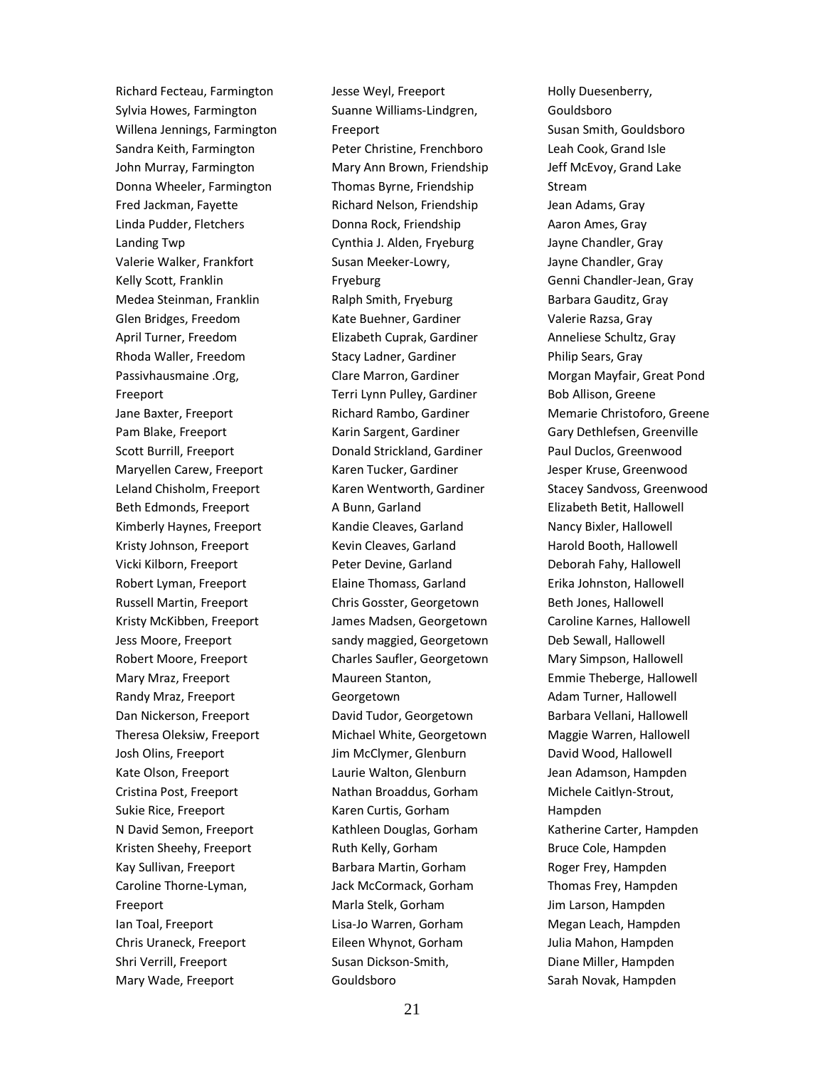Richard Fecteau, Farmington
Sylvia Howes, Farmington
Willena Jennings, Farmington
Sandra Keith, Farmington
John Murray, Farmington
Donna Wheeler, Farmington
Fred Jackman, Fayette
Linda Pudder, Fletchers Landing Twp
Valerie Walker, Frankfort
Kelly Scott, Franklin
Medea Steinman, Franklin
Glen Bridges, Freedom
April Turner, Freedom
Rhoda Waller, Freedom
Passivhausmaine .Org, Freeport
Jane Baxter, Freeport
Pam Blake, Freeport
Scott Burrill, Freeport
Maryellen Carew, Freeport
Leland Chisholm, Freeport
Beth Edmonds, Freeport
Kimberly Haynes, Freeport
Kristy Johnson, Freeport
Vicki Kilborn, Freeport
Robert Lyman, Freeport
Russell Martin, Freeport
Kristy McKibben, Freeport
Jess Moore, Freeport
Robert Moore, Freeport
Mary Mraz, Freeport
Randy Mraz, Freeport
Dan Nickerson, Freeport
Theresa Oleksiw, Freeport
Josh Olins, Freeport
Kate Olson, Freeport
Cristina Post, Freeport
Sukie Rice, Freeport
N David Semon, Freeport
Kristen Sheehy, Freeport
Kay Sullivan, Freeport
Caroline Thorne-Lyman, Freeport
Ian Toal, Freeport
Chris Uraneck, Freeport
Shri Verrill, Freeport
Mary Wade, Freeport
Jesse Weyl, Freeport
Suanne Williams-Lindgren, Freeport
Peter Christine, Frenchboro
Mary Ann Brown, Friendship
Thomas Byrne, Friendship
Richard Nelson, Friendship
Donna Rock, Friendship
Cynthia J. Alden, Fryeburg
Susan Meeker-Lowry, Fryeburg
Ralph Smith, Fryeburg
Kate Buehner, Gardiner
Elizabeth Cuprak, Gardiner
Stacy Ladner, Gardiner
Clare Marron, Gardiner
Terri Lynn Pulley, Gardiner
Richard Rambo, Gardiner
Karin Sargent, Gardiner
Donald Strickland, Gardiner
Karen Tucker, Gardiner
Karen Wentworth, Gardiner
A Bunn, Garland
Kandie Cleaves, Garland
Kevin Cleaves, Garland
Peter Devine, Garland
Elaine Thomass, Garland
Chris Gosster, Georgetown
James Madsen, Georgetown
sandy maggied, Georgetown
Charles Saufler, Georgetown
Maureen Stanton, Georgetown
David Tudor, Georgetown
Michael White, Georgetown
Jim McClymer, Glenburn
Laurie Walton, Glenburn
Nathan Broaddus, Gorham
Karen Curtis, Gorham
Kathleen Douglas, Gorham
Ruth Kelly, Gorham
Barbara Martin, Gorham
Jack McCormack, Gorham
Marla Stelk, Gorham
Lisa-Jo Warren, Gorham
Eileen Whynot, Gorham
Susan Dickson-Smith, Gouldsboro
Holly Duesenberry, Gouldsboro
Susan Smith, Gouldsboro
Leah Cook, Grand Isle
Jeff McEvoy, Grand Lake Stream
Jean Adams, Gray
Aaron Ames, Gray
Jayne Chandler, Gray
Jayne Chandler, Gray
Genni Chandler-Jean, Gray
Barbara Gauditz, Gray
Valerie Razsa, Gray
Anneliese Schultz, Gray
Philip Sears, Gray
Morgan Mayfair, Great Pond
Bob Allison, Greene
Memarie Christoforo, Greene
Gary Dethlefsen, Greenville
Paul Duclos, Greenwood
Jesper Kruse, Greenwood
Stacey Sandvoss, Greenwood
Elizabeth Betit, Hallowell
Nancy Bixler, Hallowell
Harold Booth, Hallowell
Deborah Fahy, Hallowell
Erika Johnston, Hallowell
Beth Jones, Hallowell
Caroline Karnes, Hallowell
Deb Sewall, Hallowell
Mary Simpson, Hallowell
Emmie Theberge, Hallowell
Adam Turner, Hallowell
Barbara Vellani, Hallowell
Maggie Warren, Hallowell
David Wood, Hallowell
Jean Adamson, Hampden
Michele Caitlyn-Strout, Hampden
Katherine Carter, Hampden
Bruce Cole, Hampden
Roger Frey, Hampden
Thomas Frey, Hampden
Jim Larson, Hampden
Megan Leach, Hampden
Julia Mahon, Hampden
Diane Miller, Hampden
Sarah Novak, Hampden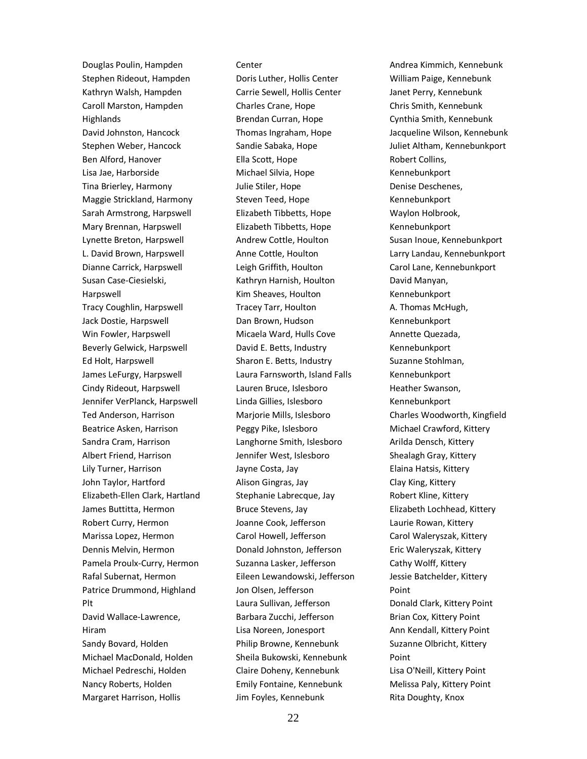Douglas Poulin, Hampden
Stephen Rideout, Hampden
Kathryn Walsh, Hampden
Caroll Marston, Hampden Highlands
David Johnston, Hancock
Stephen Weber, Hancock
Ben Alford, Hanover
Lisa Jae, Harborside
Tina Brierley, Harmony
Maggie Strickland, Harmony
Sarah Armstrong, Harpswell
Mary Brennan, Harpswell
Lynette Breton, Harpswell
L. David Brown, Harpswell
Dianne Carrick, Harpswell
Susan Case-Ciesielski, Harpswell
Tracy Coughlin, Harpswell
Jack Dostie, Harpswell
Win Fowler, Harpswell
Beverly Gelwick, Harpswell
Ed Holt, Harpswell
James LeFurgy, Harpswell
Cindy Rideout, Harpswell
Jennifer VerPlanck, Harpswell
Ted Anderson, Harrison
Beatrice Asken, Harrison
Sandra Cram, Harrison
Albert Friend, Harrison
Lily Turner, Harrison
John Taylor, Hartford
Elizabeth-Ellen Clark, Hartland
James Buttitta, Hermon
Robert Curry, Hermon
Marissa Lopez, Hermon
Dennis Melvin, Hermon
Pamela Proulx-Curry, Hermon
Rafal Subernat, Hermon
Patrice Drummond, Highland Plt
David Wallace-Lawrence, Hiram
Sandy Bovard, Holden
Michael MacDonald, Holden
Michael Pedreschi, Holden
Nancy Roberts, Holden
Margaret Harrison, Hollis Center
Doris Luther, Hollis Center
Carrie Sewell, Hollis Center
Charles Crane, Hope
Brendan Curran, Hope
Thomas Ingraham, Hope
Sandie Sabaka, Hope
Ella Scott, Hope
Michael Silvia, Hope
Julie Stiler, Hope
Steven Teed, Hope
Elizabeth Tibbetts, Hope
Elizabeth Tibbetts, Hope
Andrew Cottle, Houlton
Anne Cottle, Houlton
Leigh Griffith, Houlton
Kathryn Harnish, Houlton
Kim Sheaves, Houlton
Tracey Tarr, Houlton
Dan Brown, Hudson
Micaela Ward, Hulls Cove
David E. Betts, Industry
Sharon E. Betts, Industry
Laura Farnsworth, Island Falls
Lauren Bruce, Islesboro
Linda Gillies, Islesboro
Marjorie Mills, Islesboro
Peggy Pike, Islesboro
Langhorne Smith, Islesboro
Jennifer West, Islesboro
Jayne Costa, Jay
Alison Gingras, Jay
Stephanie Labrecque, Jay
Bruce Stevens, Jay
Joanne Cook, Jefferson
Carol Howell, Jefferson
Donald Johnston, Jefferson
Suzanna Lasker, Jefferson
Eileen Lewandowski, Jefferson
Jon Olsen, Jefferson
Laura Sullivan, Jefferson
Barbara Zucchi, Jefferson
Lisa Noreen, Jonesport
Philip Browne, Kennebunk
Sheila Bukowski, Kennebunk
Claire Doheny, Kennebunk
Emily Fontaine, Kennebunk
Jim Foyles, Kennebunk
Andrea Kimmich, Kennebunk
William Paige, Kennebunk
Janet Perry, Kennebunk
Chris Smith, Kennebunk
Cynthia Smith, Kennebunk
Jacqueline Wilson, Kennebunk
Juliet Altham, Kennebunkport
Robert Collins, Kennebunkport
Denise Deschenes, Kennebunkport
Waylon Holbrook, Kennebunkport
Susan Inoue, Kennebunkport
Larry Landau, Kennebunkport
Carol Lane, Kennebunkport
David Manyan, Kennebunkport
A. Thomas McHugh, Kennebunkport
Annette Quezada, Kennebunkport
Suzanne Stohlman, Kennebunkport
Heather Swanson, Kennebunkport
Charles Woodworth, Kingfield
Michael Crawford, Kittery
Arilda Densch, Kittery
Shealagh Gray, Kittery
Elaina Hatsis, Kittery
Clay King, Kittery
Robert Kline, Kittery
Elizabeth Lochhead, Kittery
Laurie Rowan, Kittery
Carol Waleryszak, Kittery
Eric Waleryszak, Kittery
Cathy Wolff, Kittery
Jessie Batchelder, Kittery Point
Donald Clark, Kittery Point
Brian Cox, Kittery Point
Ann Kendall, Kittery Point
Suzanne Olbricht, Kittery Point
Lisa O'Neill, Kittery Point
Melissa Paly, Kittery Point
Rita Doughty, Knox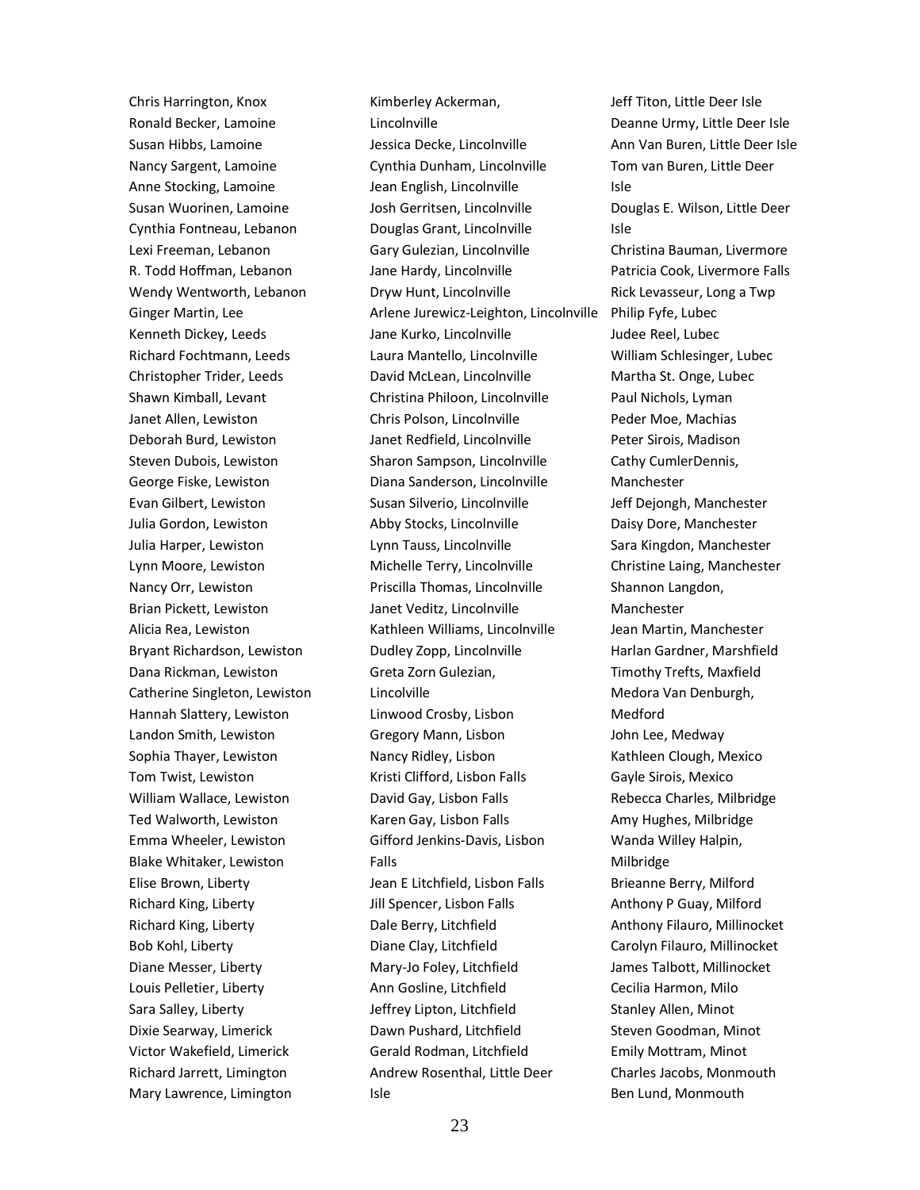Chris Harrington, Knox
Ronald Becker, Lamoine
Susan Hibbs, Lamoine
Nancy Sargent, Lamoine
Anne Stocking, Lamoine
Susan Wuorinen, Lamoine
Cynthia Fontneau, Lebanon
Lexi Freeman, Lebanon
R. Todd Hoffman, Lebanon
Wendy Wentworth, Lebanon
Ginger Martin, Lee
Kenneth Dickey, Leeds
Richard Fochtmann, Leeds
Christopher Trider, Leeds
Shawn Kimball, Levant
Janet Allen, Lewiston
Deborah Burd, Lewiston
Steven Dubois, Lewiston
George Fiske, Lewiston
Evan Gilbert, Lewiston
Julia Gordon, Lewiston
Julia Harper, Lewiston
Lynn Moore, Lewiston
Nancy Orr, Lewiston
Brian Pickett, Lewiston
Alicia Rea, Lewiston
Bryant Richardson, Lewiston
Dana Rickman, Lewiston
Catherine Singleton, Lewiston
Hannah Slattery, Lewiston
Landon Smith, Lewiston
Sophia Thayer, Lewiston
Tom Twist, Lewiston
William Wallace, Lewiston
Ted Walworth, Lewiston
Emma Wheeler, Lewiston
Blake Whitaker, Lewiston
Elise Brown, Liberty
Richard King, Liberty
Richard King, Liberty
Bob Kohl, Liberty
Diane Messer, Liberty
Louis Pelletier, Liberty
Sara Salley, Liberty
Dixie Searway, Limerick
Victor Wakefield, Limerick
Richard Jarrett, Limington
Mary Lawrence, Limington
Kimberley Ackerman, Lincolnville
Jessica Decke, Lincolnville
Cynthia Dunham, Lincolnville
Jean English, Lincolnville
Josh Gerritsen, Lincolnville
Douglas Grant, Lincolnville
Gary Gulezian, Lincolnville
Jane Hardy, Lincolnville
Dryw Hunt, Lincolnville
Arlene Jurewicz-Leighton, Lincolnville
Jane Kurko, Lincolnville
Laura Mantello, Lincolnville
David McLean, Lincolnville
Christina Philoon, Lincolnville
Chris Polson, Lincolnville
Janet Redfield, Lincolnville
Sharon Sampson, Lincolnville
Diana Sanderson, Lincolnville
Susan Silverio, Lincolnville
Abby Stocks, Lincolnville
Lynn Tauss, Lincolnville
Michelle Terry, Lincolnville
Priscilla Thomas, Lincolnville
Janet Veditz, Lincolnville
Kathleen Williams, Lincolnville
Dudley Zopp, Lincolnville
Greta Zorn Gulezian, Lincolville
Linwood Crosby, Lisbon
Gregory Mann, Lisbon
Nancy Ridley, Lisbon
Kristi Clifford, Lisbon Falls
David Gay, Lisbon Falls
Karen Gay, Lisbon Falls
Gifford Jenkins-Davis, Lisbon Falls
Jean E Litchfield, Lisbon Falls
Jill Spencer, Lisbon Falls
Dale Berry, Litchfield
Diane Clay, Litchfield
Mary-Jo Foley, Litchfield
Ann Gosline, Litchfield
Jeffrey Lipton, Litchfield
Dawn Pushard, Litchfield
Gerald Rodman, Litchfield
Andrew Rosenthal, Little Deer Isle
Jeff Titon, Little Deer Isle
Deanne Urmy, Little Deer Isle
Ann Van Buren, Little Deer Isle
Tom van Buren, Little Deer Isle
Douglas E. Wilson, Little Deer Isle
Christina Bauman, Livermore
Patricia Cook, Livermore Falls
Rick Levasseur, Long a Twp
Philip Fyfe, Lubec
Judee Reel, Lubec
William Schlesinger, Lubec
Martha St. Onge, Lubec
Paul Nichols, Lyman
Peder Moe, Machias
Peter Sirois, Madison
Cathy CumlerDennis, Manchester
Jeff Dejongh, Manchester
Daisy Dore, Manchester
Sara Kingdon, Manchester
Christine Laing, Manchester
Shannon Langdon, Manchester
Jean Martin, Manchester
Harlan Gardner, Marshfield
Timothy Trefts, Maxfield
Medora Van Denburgh, Medford
John Lee, Medway
Kathleen Clough, Mexico
Gayle Sirois, Mexico
Rebecca Charles, Milbridge
Amy Hughes, Milbridge
Wanda Willey Halpin, Milbridge
Brieanne Berry, Milford
Anthony P Guay, Milford
Anthony Filauro, Millinocket
Carolyn Filauro, Millinocket
James Talbott, Millinocket
Cecilia Harmon, Milo
Stanley Allen, Minot
Steven Goodman, Minot
Emily Mottram, Minot
Charles Jacobs, Monmouth
Ben Lund, Monmouth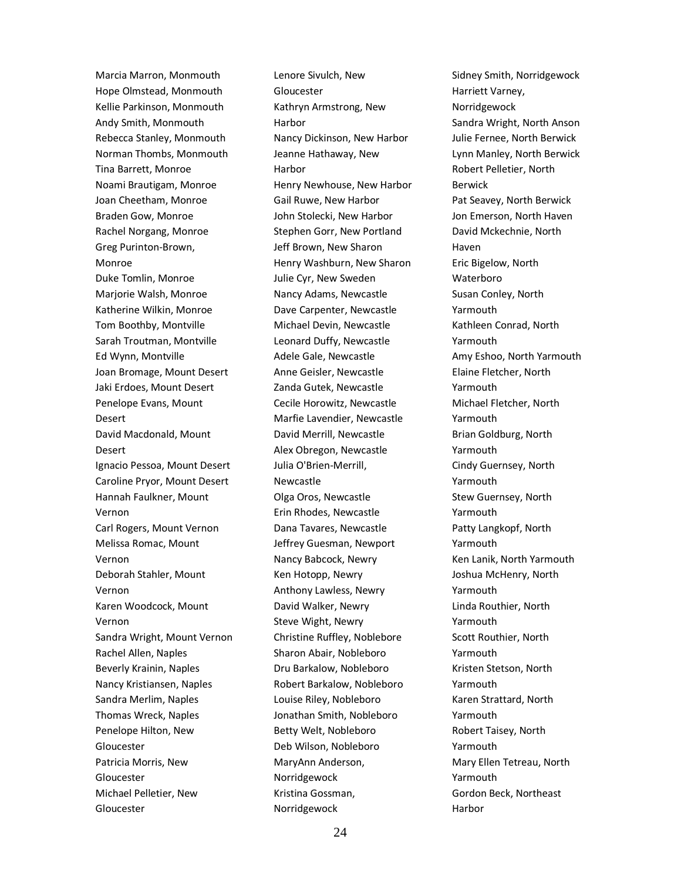Marcia Marron, Monmouth
Hope Olmstead, Monmouth
Kellie Parkinson, Monmouth
Andy Smith, Monmouth
Rebecca Stanley, Monmouth
Norman Thombs, Monmouth
Tina Barrett, Monroe
Noami Brautigam, Monroe
Joan Cheetham, Monroe
Braden Gow, Monroe
Rachel Norgang, Monroe
Greg Purinton-Brown, Monroe
Duke Tomlin, Monroe
Marjorie Walsh, Monroe
Katherine Wilkin, Monroe
Tom Boothby, Montville
Sarah Troutman, Montville
Ed Wynn, Montville
Joan Bromage, Mount Desert
Jaki Erdoes, Mount Desert
Penelope Evans, Mount Desert
David Macdonald, Mount Desert
Ignacio Pessoa, Mount Desert
Caroline Pryor, Mount Desert
Hannah Faulkner, Mount Vernon
Carl Rogers, Mount Vernon
Melissa Romac, Mount Vernon
Deborah Stahler, Mount Vernon
Karen Woodcock, Mount Vernon
Sandra Wright, Mount Vernon
Rachel Allen, Naples
Beverly Krainin, Naples
Nancy Kristiansen, Naples
Sandra Merlim, Naples
Thomas Wreck, Naples
Penelope Hilton, New Gloucester
Patricia Morris, New Gloucester
Michael Pelletier, New Gloucester
Lenore Sivulch, New Gloucester
Kathryn Armstrong, New Harbor
Nancy Dickinson, New Harbor
Jeanne Hathaway, New Harbor
Henry Newhouse, New Harbor
Gail Ruwe, New Harbor
John Stolecki, New Harbor
Stephen Gorr, New Portland
Jeff Brown, New Sharon
Henry Washburn, New Sharon
Julie Cyr, New Sweden
Nancy Adams, Newcastle
Dave Carpenter, Newcastle
Michael Devin, Newcastle
Leonard Duffy, Newcastle
Adele Gale, Newcastle
Anne Geisler, Newcastle
Zanda Gutek, Newcastle
Cecile Horowitz, Newcastle
Marfie Lavendier, Newcastle
David Merrill, Newcastle
Alex Obregon, Newcastle
Julia O'Brien-Merrill, Newcastle
Olga Oros, Newcastle
Erin Rhodes, Newcastle
Dana Tavares, Newcastle
Jeffrey Guesman, Newport
Nancy Babcock, Newry
Ken Hotopp, Newry
Anthony Lawless, Newry
David Walker, Newry
Steve Wight, Newry
Christine Ruffley, Noblebore
Sharon Abair, Nobleboro
Dru Barkalow, Nobleboro
Robert Barkalow, Nobleboro
Louise Riley, Nobleboro
Jonathan Smith, Nobleboro
Betty Welt, Nobleboro
Deb Wilson, Nobleboro
MaryAnn Anderson, Norridgewock
Kristina Gossman, Norridgewock
Sidney Smith, Norridgewock
Harriett Varney, Norridgewock
Sandra Wright, North Anson
Julie Fernee, North Berwick
Lynn Manley, North Berwick
Robert Pelletier, North Berwick
Pat Seavey, North Berwick
Jon Emerson, North Haven
David Mckechnie, North Haven
Eric Bigelow, North Waterboro
Susan Conley, North Yarmouth
Kathleen Conrad, North Yarmouth
Amy Eshoo, North Yarmouth
Elaine Fletcher, North Yarmouth
Michael Fletcher, North Yarmouth
Brian Goldburg, North Yarmouth
Cindy Guernsey, North Yarmouth
Stew Guernsey, North Yarmouth
Patty Langkopf, North Yarmouth
Ken Lanik, North Yarmouth
Joshua McHenry, North Yarmouth
Linda Routhier, North Yarmouth
Scott Routhier, North Yarmouth
Kristen Stetson, North Yarmouth
Karen Strattard, North Yarmouth
Robert Taisey, North Yarmouth
Mary Ellen Tetreau, North Yarmouth
Gordon Beck, Northeast Harbor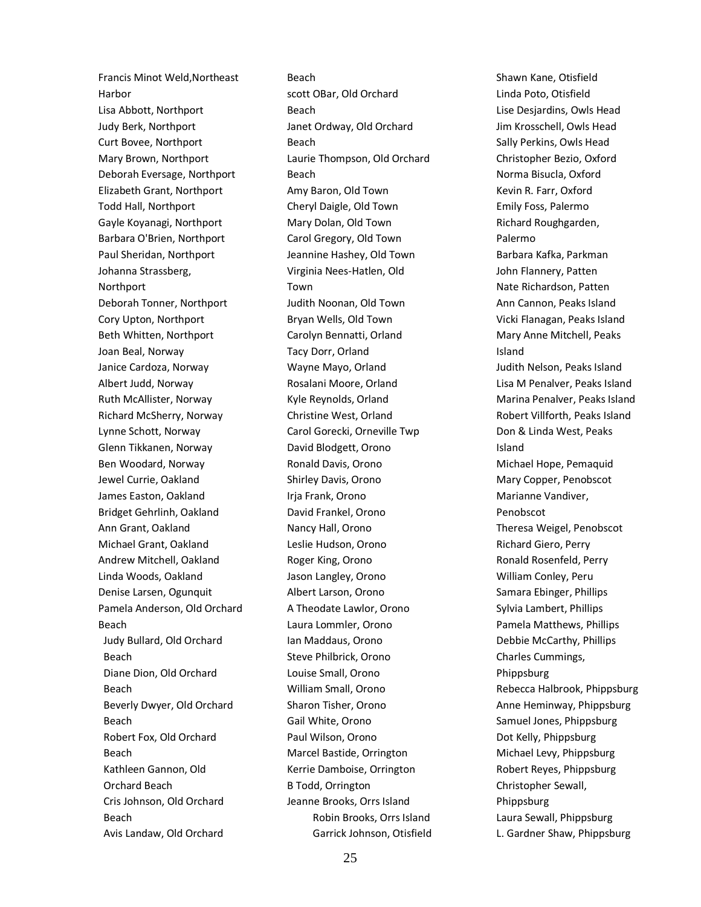Francis Minot Weld,Northeast Harbor
Lisa Abbott, Northport
Judy Berk, Northport
Curt Bovee, Northport
Mary Brown, Northport
Deborah Eversage, Northport
Elizabeth Grant, Northport
Todd Hall, Northport
Gayle Koyanagi, Northport
Barbara O'Brien, Northport
Paul Sheridan, Northport
Johanna Strassberg, Northport
Deborah Tonner, Northport
Cory Upton, Northport
Beth Whitten, Northport
Joan Beal, Norway
Janice Cardoza, Norway
Albert Judd, Norway
Ruth McAllister, Norway
Richard McSherry, Norway
Lynne Schott, Norway
Glenn Tikkanen, Norway
Ben Woodard, Norway
Jewel Currie, Oakland
James Easton, Oakland
Bridget Gehrlinh, Oakland
Ann Grant, Oakland
Michael Grant, Oakland
Andrew Mitchell, Oakland
Linda Woods, Oakland
Denise Larsen, Ogunquit
Pamela Anderson, Old Orchard Beach
Judy Bullard, Old Orchard Beach
Diane Dion, Old Orchard Beach
Beverly Dwyer, Old Orchard Beach
Robert Fox, Old Orchard Beach
Kathleen Gannon, Old Orchard Beach
Cris Johnson, Old Orchard Beach
Avis Landaw, Old Orchard Beach
scott OBar, Old Orchard Beach
Janet Ordway, Old Orchard Beach
Laurie Thompson, Old Orchard Beach
Amy Baron, Old Town
Cheryl Daigle, Old Town
Mary Dolan, Old Town
Carol Gregory, Old Town
Jeannine Hashey, Old Town
Virginia Nees-Hatlen, Old Town
Judith Noonan, Old Town
Bryan Wells, Old Town
Carolyn Bennatti, Orland
Tacy Dorr, Orland
Wayne Mayo, Orland
Rosalani Moore, Orland
Kyle Reynolds, Orland
Christine West, Orland
Carol Gorecki, Orneville Twp
David Blodgett, Orono
Ronald Davis, Orono
Shirley Davis, Orono
Irja Frank, Orono
David Frankel, Orono
Nancy Hall, Orono
Leslie Hudson, Orono
Roger King, Orono
Jason Langley, Orono
Albert Larson, Orono
A Theodate Lawlor, Orono
Laura Lommler, Orono
Ian Maddaus, Orono
Steve Philbrick, Orono
Louise Small, Orono
William Small, Orono
Sharon Tisher, Orono
Gail White, Orono
Paul Wilson, Orono
Marcel Bastide, Orrington
Kerrie Damboise, Orrington
B Todd, Orrington
Jeanne Brooks, Orrs Island
Robin Brooks, Orrs Island
Garrick Johnson, Otisfield
Shawn Kane, Otisfield
Linda Poto, Otisfield
Lise Desjardins, Owls Head
Jim Krosschell, Owls Head
Sally Perkins, Owls Head
Christopher Bezio, Oxford
Norma Bisucla, Oxford
Kevin R. Farr, Oxford
Emily Foss, Palermo
Richard Roughgarden, Palermo
Barbara Kafka, Parkman
John Flannery, Patten
Nate Richardson, Patten
Ann Cannon, Peaks Island
Vicki Flanagan, Peaks Island
Mary Anne Mitchell, Peaks Island
Judith Nelson, Peaks Island
Lisa M Penalver, Peaks Island
Marina Penalver, Peaks Island
Robert Villforth, Peaks Island
Don & Linda West, Peaks Island
Michael Hope, Pemaquid
Mary Copper, Penobscot
Marianne Vandiver, Penobscot
Theresa Weigel, Penobscot
Richard Giero, Perry
Ronald Rosenfeld, Perry
William Conley, Peru
Samara Ebinger, Phillips
Sylvia Lambert, Phillips
Pamela Matthews, Phillips
Debbie McCarthy, Phillips
Charles Cummings, Phippsburg
Rebecca Halbrook, Phippsburg
Anne Heminway, Phippsburg
Samuel Jones, Phippsburg
Dot Kelly, Phippsburg
Michael Levy, Phippsburg
Robert Reyes, Phippsburg
Christopher Sewall, Phippsburg
Laura Sewall, Phippsburg
L. Gardner Shaw, Phippsburg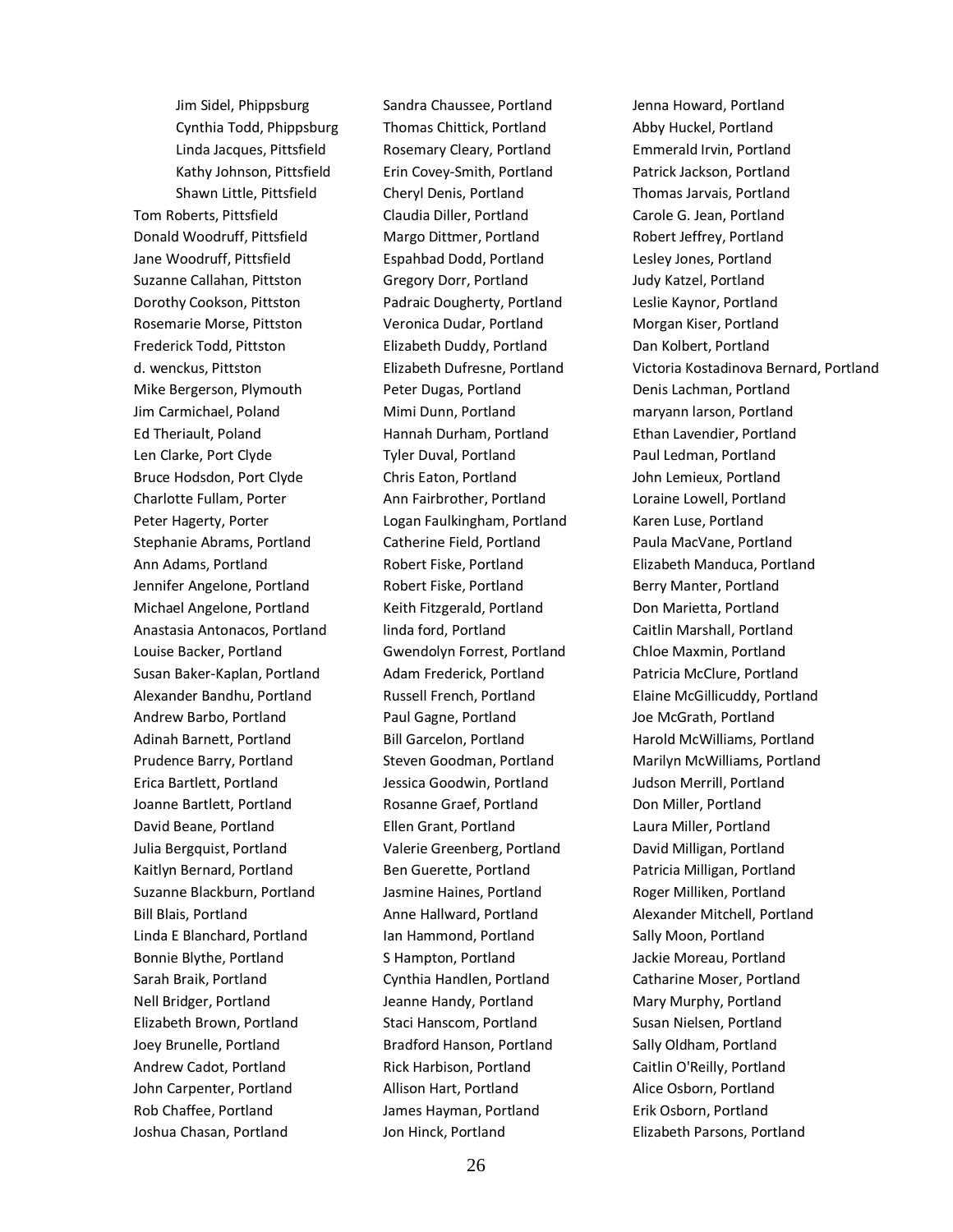Jim Sidel, Phippsburg
Cynthia Todd, Phippsburg
Linda Jacques, Pittsfield
Kathy Johnson, Pittsfield
Shawn Little, Pittsfield
Tom Roberts, Pittsfield
Donald Woodruff, Pittsfield
Jane Woodruff, Pittsfield
Suzanne Callahan, Pittston
Dorothy Cookson, Pittston
Rosemarie Morse, Pittston
Frederick Todd, Pittston
d. wenckus, Pittston
Mike Bergerson, Plymouth
Jim Carmichael, Poland
Ed Theriault, Poland
Len Clarke, Port Clyde
Bruce Hodsdon, Port Clyde
Charlotte Fullam, Porter
Peter Hagerty, Porter
Stephanie Abrams, Portland
Ann Adams, Portland
Jennifer Angelone, Portland
Michael Angelone, Portland
Anastasia Antonacos, Portland
Louise Backer, Portland
Susan Baker-Kaplan, Portland
Alexander Bandhu, Portland
Andrew Barbo, Portland
Adinah Barnett, Portland
Prudence Barry, Portland
Erica Bartlett, Portland
Joanne Bartlett, Portland
David Beane, Portland
Julia Bergquist, Portland
Kaitlyn Bernard, Portland
Suzanne Blackburn, Portland
Bill Blais, Portland
Linda E Blanchard, Portland
Bonnie Blythe, Portland
Sarah Braik, Portland
Nell Bridger, Portland
Elizabeth Brown, Portland
Joey Brunelle, Portland
Andrew Cadot, Portland
John Carpenter, Portland
Rob Chaffee, Portland
Joshua Chasan, Portland
Sandra Chaussee, Portland
Thomas Chittick, Portland
Rosemary Cleary, Portland
Erin Covey-Smith, Portland
Cheryl Denis, Portland
Claudia Diller, Portland
Margo Dittmer, Portland
Espahbad Dodd, Portland
Gregory Dorr, Portland
Padraic Dougherty, Portland
Veronica Dudar, Portland
Elizabeth Duddy, Portland
Elizabeth Dufresne, Portland
Peter Dugas, Portland
Mimi Dunn, Portland
Hannah Durham, Portland
Tyler Duval, Portland
Chris Eaton, Portland
Ann Fairbrother, Portland
Logan Faulkingham, Portland
Catherine Field, Portland
Robert Fiske, Portland
Robert Fiske, Portland
Keith Fitzgerald, Portland
linda ford, Portland
Gwendolyn Forrest, Portland
Adam Frederick, Portland
Russell French, Portland
Paul Gagne, Portland
Bill Garcelon, Portland
Steven Goodman, Portland
Jessica Goodwin, Portland
Rosanne Graef, Portland
Ellen Grant, Portland
Valerie Greenberg, Portland
Ben Guerette, Portland
Jasmine Haines, Portland
Anne Hallward, Portland
Ian Hammond, Portland
S Hampton, Portland
Cynthia Handlen, Portland
Jeanne Handy, Portland
Staci Hanscom, Portland
Bradford Hanson, Portland
Rick Harbison, Portland
Allison Hart, Portland
James Hayman, Portland
Jon Hinck, Portland
Jenna Howard, Portland
Abby Huckel, Portland
Emmerald Irvin, Portland
Patrick Jackson, Portland
Thomas Jarvais, Portland
Carole G. Jean, Portland
Robert Jeffrey, Portland
Lesley Jones, Portland
Judy Katzel, Portland
Leslie Kaynor, Portland
Morgan Kiser, Portland
Dan Kolbert, Portland
Victoria Kostadinova Bernard, Portland
Denis Lachman, Portland
maryann larson, Portland
Ethan Lavendier, Portland
Paul Ledman, Portland
John Lemieux, Portland
Loraine Lowell, Portland
Karen Luse, Portland
Paula MacVane, Portland
Elizabeth Manduca, Portland
Berry Manter, Portland
Don Marietta, Portland
Caitlin Marshall, Portland
Chloe Maxmin, Portland
Patricia McClure, Portland
Elaine McGillicuddy, Portland
Joe McGrath, Portland
Harold McWilliams, Portland
Marilyn McWilliams, Portland
Judson Merrill, Portland
Don Miller, Portland
Laura Miller, Portland
David Milligan, Portland
Patricia Milligan, Portland
Roger Milliken, Portland
Alexander Mitchell, Portland
Sally Moon, Portland
Jackie Moreau, Portland
Catharine Moser, Portland
Mary Murphy, Portland
Susan Nielsen, Portland
Sally Oldham, Portland
Caitlin O'Reilly, Portland
Alice Osborn, Portland
Erik Osborn, Portland
Elizabeth Parsons, Portland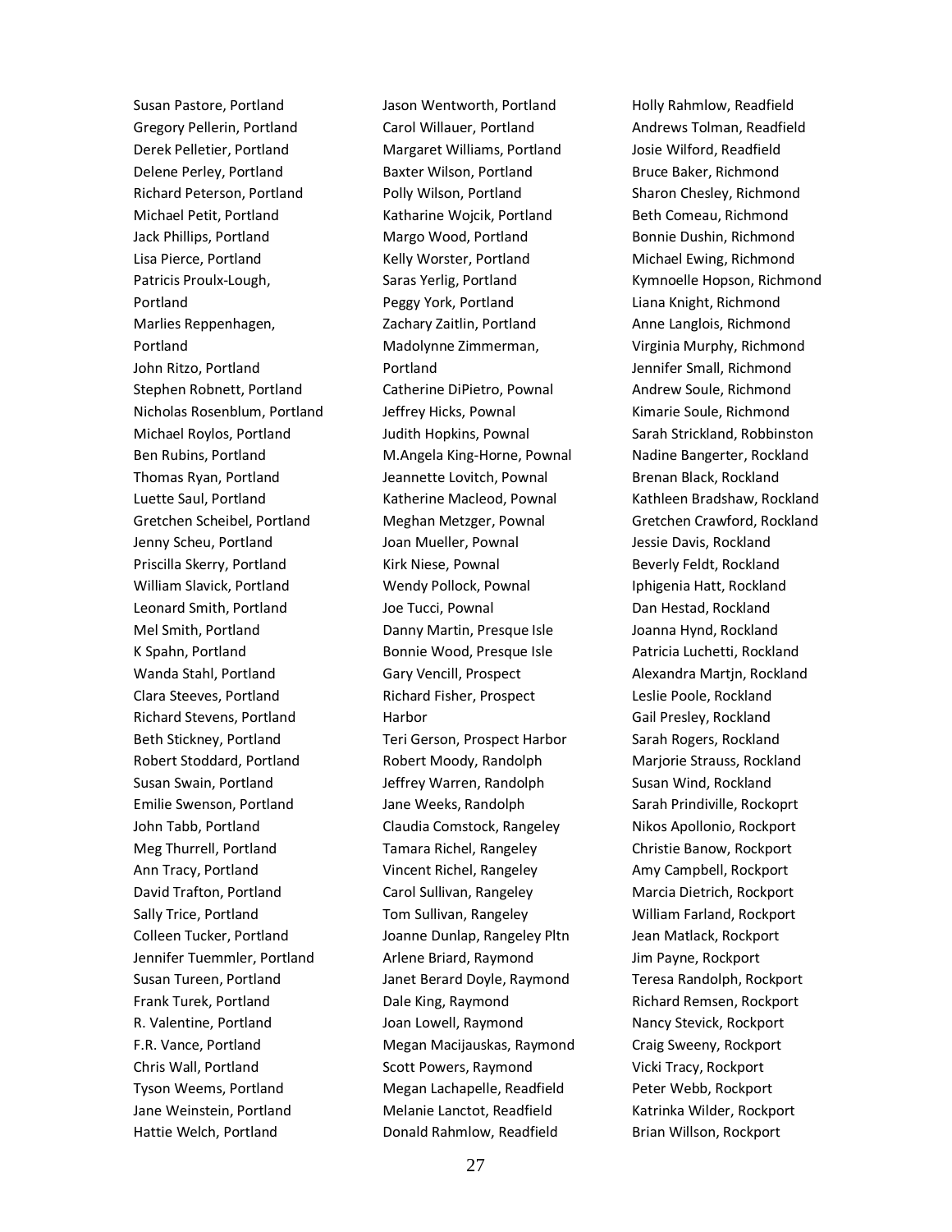Susan Pastore, Portland
Gregory Pellerin, Portland
Derek Pelletier, Portland
Delene Perley, Portland
Richard Peterson, Portland
Michael Petit, Portland
Jack Phillips, Portland
Lisa Pierce, Portland
Patricis Proulx-Lough, Portland
Marlies Reppenhagen, Portland
John Ritzo, Portland
Stephen Robnett, Portland
Nicholas Rosenblum, Portland
Michael Roylos, Portland
Ben Rubins, Portland
Thomas Ryan, Portland
Luette Saul, Portland
Gretchen Scheibel, Portland
Jenny Scheu, Portland
Priscilla Skerry, Portland
William Slavick, Portland
Leonard Smith, Portland
Mel Smith, Portland
K Spahn, Portland
Wanda Stahl, Portland
Clara Steeves, Portland
Richard Stevens, Portland
Beth Stickney, Portland
Robert Stoddard, Portland
Susan Swain, Portland
Emilie Swenson, Portland
John Tabb, Portland
Meg Thurrell, Portland
Ann Tracy, Portland
David Trafton, Portland
Sally Trice, Portland
Colleen Tucker, Portland
Jennifer Tuemmler, Portland
Susan Tureen, Portland
Frank Turek, Portland
R. Valentine, Portland
F.R. Vance, Portland
Chris Wall, Portland
Tyson Weems, Portland
Jane Weinstein, Portland
Hattie Welch, Portland
Jason Wentworth, Portland
Carol Willauer, Portland
Margaret Williams, Portland
Baxter Wilson, Portland
Polly Wilson, Portland
Katharine Wojcik, Portland
Margo Wood, Portland
Kelly Worster, Portland
Saras Yerlig, Portland
Peggy York, Portland
Zachary Zaitlin, Portland
Madolynne Zimmerman, Portland
Catherine DiPietro, Pownal
Jeffrey Hicks, Pownal
Judith Hopkins, Pownal
M.Angela King-Horne, Pownal
Jeannette Lovitch, Pownal
Katherine Macleod, Pownal
Meghan Metzger, Pownal
Joan Mueller, Pownal
Kirk Niese, Pownal
Wendy Pollock, Pownal
Joe Tucci, Pownal
Danny Martin, Presque Isle
Bonnie Wood, Presque Isle
Gary Vencill, Prospect
Richard Fisher, Prospect Harbor
Teri Gerson, Prospect Harbor
Robert Moody, Randolph
Jeffrey Warren, Randolph
Jane Weeks, Randolph
Claudia Comstock, Rangeley
Tamara Richel, Rangeley
Vincent Richel, Rangeley
Carol Sullivan, Rangeley
Tom Sullivan, Rangeley
Joanne Dunlap, Rangeley Pltn
Arlene Briard, Raymond
Janet Berard Doyle, Raymond
Dale King, Raymond
Joan Lowell, Raymond
Megan Macijauskas, Raymond
Scott Powers, Raymond
Megan Lachapelle, Readfield
Melanie Lanctot, Readfield
Donald Rahmlow, Readfield
Holly Rahmlow, Readfield
Andrews Tolman, Readfield
Josie Wilford, Readfield
Bruce Baker, Richmond
Sharon Chesley, Richmond
Beth Comeau, Richmond
Bonnie Dushin, Richmond
Michael Ewing, Richmond
Kymnoelle Hopson, Richmond
Liana Knight, Richmond
Anne Langlois, Richmond
Virginia Murphy, Richmond
Jennifer Small, Richmond
Andrew Soule, Richmond
Kimarie Soule, Richmond
Sarah Strickland, Robbinston
Nadine Bangerter, Rockland
Brenan Black, Rockland
Kathleen Bradshaw, Rockland
Gretchen Crawford, Rockland
Jessie Davis, Rockland
Beverly Feldt, Rockland
Iphigenia Hatt, Rockland
Dan Hestad, Rockland
Joanna Hynd, Rockland
Patricia Luchetti, Rockland
Alexandra Martjn, Rockland
Leslie Poole, Rockland
Gail Presley, Rockland
Sarah Rogers, Rockland
Marjorie Strauss, Rockland
Susan Wind, Rockland
Sarah Prindiville, Rockoprt
Nikos Apollonio, Rockport
Christie Banow, Rockport
Amy Campbell, Rockport
Marcia Dietrich, Rockport
William Farland, Rockport
Jean Matlack, Rockport
Jim Payne, Rockport
Teresa Randolph, Rockport
Richard Remsen, Rockport
Nancy Stevick, Rockport
Craig Sweeny, Rockport
Vicki Tracy, Rockport
Peter Webb, Rockport
Katrinka Wilder, Rockport
Brian Willson, Rockport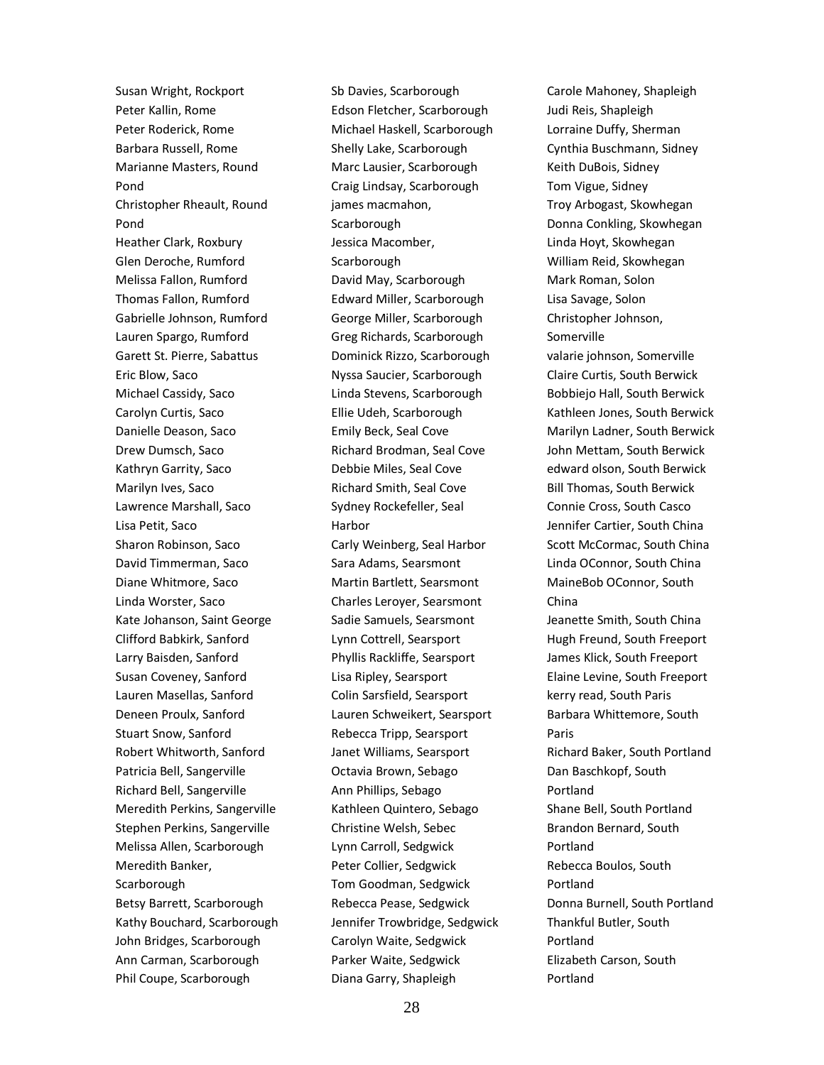Susan Wright, Rockport
Peter Kallin, Rome
Peter Roderick, Rome
Barbara Russell, Rome
Marianne Masters, Round Pond
Christopher Rheault, Round Pond
Heather Clark, Roxbury
Glen Deroche, Rumford
Melissa Fallon, Rumford
Thomas Fallon, Rumford
Gabrielle Johnson, Rumford
Lauren Spargo, Rumford
Garett St. Pierre, Sabattus
Eric Blow, Saco
Michael Cassidy, Saco
Carolyn Curtis, Saco
Danielle Deason, Saco
Drew Dumsch, Saco
Kathryn Garrity, Saco
Marilyn Ives, Saco
Lawrence Marshall, Saco
Lisa Petit, Saco
Sharon Robinson, Saco
David Timmerman, Saco
Diane Whitmore, Saco
Linda Worster, Saco
Kate Johanson, Saint George
Clifford Babkirk, Sanford
Larry Baisden, Sanford
Susan Coveney, Sanford
Lauren Masellas, Sanford
Deneen Proulx, Sanford
Stuart Snow, Sanford
Robert Whitworth, Sanford
Patricia Bell, Sangerville
Richard Bell, Sangerville
Meredith Perkins, Sangerville
Stephen Perkins, Sangerville
Melissa Allen, Scarborough
Meredith Banker, Scarborough
Betsy Barrett, Scarborough
Kathy Bouchard, Scarborough
John Bridges, Scarborough
Ann Carman, Scarborough
Phil Coupe, Scarborough
Sb Davies, Scarborough
Edson Fletcher, Scarborough
Michael Haskell, Scarborough
Shelly Lake, Scarborough
Marc Lausier, Scarborough
Craig Lindsay, Scarborough
james macmahon, Scarborough
Jessica Macomber, Scarborough
David May, Scarborough
Edward Miller, Scarborough
George Miller, Scarborough
Greg Richards, Scarborough
Dominick Rizzo, Scarborough
Nyssa Saucier, Scarborough
Linda Stevens, Scarborough
Ellie Udeh, Scarborough
Emily Beck, Seal Cove
Richard Brodman, Seal Cove
Debbie Miles, Seal Cove
Richard Smith, Seal Cove
Sydney Rockefeller, Seal Harbor
Carly Weinberg, Seal Harbor
Sara Adams, Searsmont
Martin Bartlett, Searsmont
Charles Leroyer, Searsmont
Sadie Samuels, Searsmont
Lynn Cottrell, Searsport
Phyllis Rackliffe, Searsport
Lisa Ripley, Searsport
Colin Sarsfield, Searsport
Lauren Schweikert, Searsport
Rebecca Tripp, Searsport
Janet Williams, Searsport
Octavia Brown, Sebago
Ann Phillips, Sebago
Kathleen Quintero, Sebago
Christine Welsh, Sebec
Lynn Carroll, Sedgwick
Peter Collier, Sedgwick
Tom Goodman, Sedgwick
Rebecca Pease, Sedgwick
Jennifer Trowbridge, Sedgwick
Carolyn Waite, Sedgwick
Parker Waite, Sedgwick
Diana Garry, Shapleigh
Carole Mahoney, Shapleigh
Judi Reis, Shapleigh
Lorraine Duffy, Sherman
Cynthia Buschmann, Sidney
Keith DuBois, Sidney
Tom Vigue, Sidney
Troy Arbogast, Skowhegan
Donna Conkling, Skowhegan
Linda Hoyt, Skowhegan
William Reid, Skowhegan
Mark Roman, Solon
Lisa Savage, Solon
Christopher Johnson, Somerville
valarie johnson, Somerville
Claire Curtis, South Berwick
Bobbiejo Hall, South Berwick
Kathleen Jones, South Berwick
Marilyn Ladner, South Berwick
John Mettam, South Berwick
edward olson, South Berwick
Bill Thomas, South Berwick
Connie Cross, South Casco
Jennifer Cartier, South China
Scott McCormac, South China
Linda OConnor, South China
MaineBob OConnor, South China
Jeanette Smith, South China
Hugh Freund, South Freeport
James Klick, South Freeport
Elaine Levine, South Freeport
kerry read, South Paris
Barbara Whittemore, South Paris
Richard Baker, South Portland
Dan Baschkopf, South Portland
Shane Bell, South Portland
Brandon Bernard, South Portland
Rebecca Boulos, South Portland
Donna Burnell, South Portland
Thankful Butler, South Portland
Elizabeth Carson, South Portland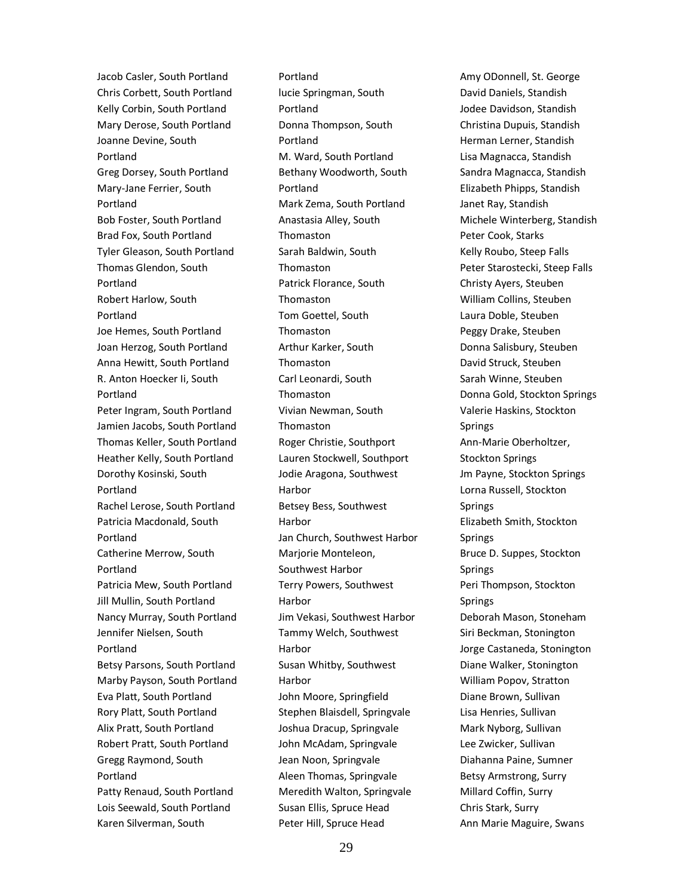Jacob Casler, South Portland
Chris Corbett, South Portland
Kelly Corbin, South Portland
Mary Derose, South Portland
Joanne Devine, South Portland
Greg Dorsey, South Portland
Mary-Jane Ferrier, South Portland
Bob Foster, South Portland
Brad Fox, South Portland
Tyler Gleason, South Portland
Thomas Glendon, South Portland
Robert Harlow, South Portland
Joe Hemes, South Portland
Joan Herzog, South Portland
Anna Hewitt, South Portland
R. Anton Hoecker Ii, South Portland
Peter Ingram, South Portland
Jamien Jacobs, South Portland
Thomas Keller, South Portland
Heather Kelly, South Portland
Dorothy Kosinski, South Portland
Rachel Lerose, South Portland
Patricia Macdonald, South Portland
Catherine Merrow, South Portland
Patricia Mew, South Portland
Jill Mullin, South Portland
Nancy Murray, South Portland
Jennifer Nielsen, South Portland
Betsy Parsons, South Portland
Marby Payson, South Portland
Eva Platt, South Portland
Rory Platt, South Portland
Alix Pratt, South Portland
Robert Pratt, South Portland
Gregg Raymond, South Portland
Patty Renaud, South Portland
Lois Seewald, South Portland
Karen Silverman, South Portland
lucie Springman, South Portland
Donna Thompson, South Portland
M. Ward, South Portland
Bethany Woodworth, South Portland
Mark Zema, South Portland
Anastasia Alley, South Thomaston
Sarah Baldwin, South Thomaston
Patrick Florance, South Thomaston
Tom Goettel, South Thomaston
Arthur Karker, South Thomaston
Carl Leonardi, South Thomaston
Vivian Newman, South Thomaston
Roger Christie, Southport
Lauren Stockwell, Southport
Jodie Aragona, Southwest Harbor
Betsey Bess, Southwest Harbor
Jan Church, Southwest Harbor
Marjorie Monteleon, Southwest Harbor
Terry Powers, Southwest Harbor
Jim Vekasi, Southwest Harbor
Tammy Welch, Southwest Harbor
Susan Whitby, Southwest Harbor
John Moore, Springfield
Stephen Blaisdell, Springvale
Joshua Dracup, Springvale
John McAdam, Springvale
Jean Noon, Springvale
Aleen Thomas, Springvale
Meredith Walton, Springvale
Susan Ellis, Spruce Head
Peter Hill, Spruce Head
Amy ODonnell, St. George
David Daniels, Standish
Jodee Davidson, Standish
Christina Dupuis, Standish
Herman Lerner, Standish
Lisa Magnacca, Standish
Sandra Magnacca, Standish
Elizabeth Phipps, Standish
Janet Ray, Standish
Michele Winterberg, Standish
Peter Cook, Starks
Kelly Roubo, Steep Falls
Peter Starostecki, Steep Falls
Christy Ayers, Steuben
William Collins, Steuben
Laura Doble, Steuben
Peggy Drake, Steuben
Donna Salisbury, Steuben
David Struck, Steuben
Sarah Winne, Steuben
Donna Gold, Stockton Springs
Valerie Haskins, Stockton Springs
Ann-Marie Oberholtzer, Stockton Springs
Jm Payne, Stockton Springs
Lorna Russell, Stockton Springs
Elizabeth Smith, Stockton Springs
Bruce D. Suppes, Stockton Springs
Peri Thompson, Stockton Springs
Deborah Mason, Stoneham
Siri Beckman, Stonington
Jorge Castaneda, Stonington
Diane Walker, Stonington
William Popov, Stratton
Diane Brown, Sullivan
Lisa Henries, Sullivan
Mark Nyborg, Sullivan
Lee Zwicker, Sullivan
Diahanna Paine, Sumner
Betsy Armstrong, Surry
Millard Coffin, Surry
Chris Stark, Surry
Ann Marie Maguire, Swans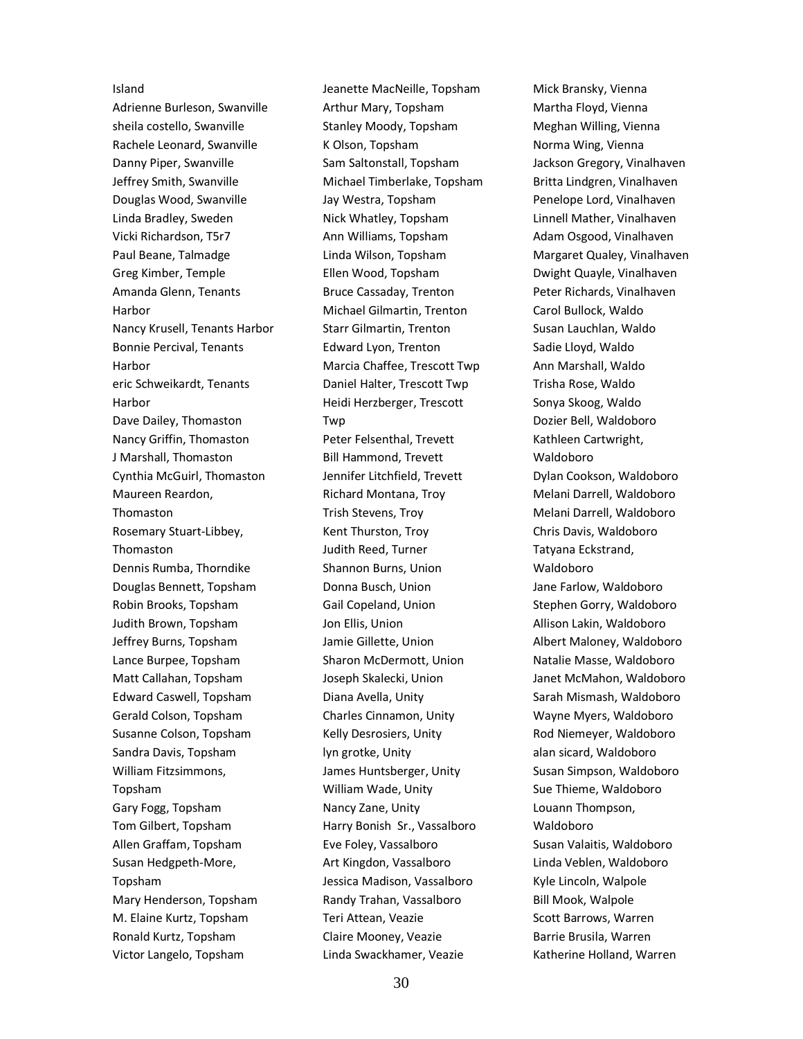Island
Adrienne Burleson, Swanville
sheila costello, Swanville
Rachele Leonard, Swanville
Danny Piper, Swanville
Jeffrey Smith, Swanville
Douglas Wood, Swanville
Linda Bradley, Sweden
Vicki Richardson, T5r7
Paul Beane, Talmadge
Greg Kimber, Temple
Amanda Glenn, Tenants Harbor
Nancy Krusell, Tenants Harbor
Bonnie Percival, Tenants Harbor
eric Schweikardt, Tenants Harbor
Dave Dailey, Thomaston
Nancy Griffin, Thomaston
J Marshall, Thomaston
Cynthia McGuirl, Thomaston
Maureen Reardon, Thomaston
Rosemary Stuart-Libbey, Thomaston
Dennis Rumba, Thorndike
Douglas Bennett, Topsham
Robin Brooks, Topsham
Judith Brown, Topsham
Jeffrey Burns, Topsham
Lance Burpee, Topsham
Matt Callahan, Topsham
Edward Caswell, Topsham
Gerald Colson, Topsham
Susanne Colson, Topsham
Sandra Davis, Topsham
William Fitzsimmons, Topsham
Gary Fogg, Topsham
Tom Gilbert, Topsham
Allen Graffam, Topsham
Susan Hedgpeth-More, Topsham
Mary Henderson, Topsham
M. Elaine Kurtz, Topsham
Ronald Kurtz, Topsham
Victor Langelo, Topsham
Jeanette MacNeille, Topsham
Arthur Mary, Topsham
Stanley Moody, Topsham
K Olson, Topsham
Sam Saltonstall, Topsham
Michael Timberlake, Topsham
Jay Westra, Topsham
Nick Whatley, Topsham
Ann Williams, Topsham
Linda Wilson, Topsham
Ellen Wood, Topsham
Bruce Cassaday, Trenton
Michael Gilmartin, Trenton
Starr Gilmartin, Trenton
Edward Lyon, Trenton
Marcia Chaffee, Trescott Twp
Daniel Halter, Trescott Twp
Heidi Herzberger, Trescott Twp
Peter Felsenthal, Trevett
Bill Hammond, Trevett
Jennifer Litchfield, Trevett
Richard Montana, Troy
Trish Stevens, Troy
Kent Thurston, Troy
Judith Reed, Turner
Shannon Burns, Union
Donna Busch, Union
Gail Copeland, Union
Jon Ellis, Union
Jamie Gillette, Union
Sharon McDermott, Union
Joseph Skalecki, Union
Diana Avella, Unity
Charles Cinnamon, Unity
Kelly Desrosiers, Unity
lyn grotke, Unity
James Huntsberger, Unity
William Wade, Unity
Nancy Zane, Unity
Harry Bonish Sr., Vassalboro
Eve Foley, Vassalboro
Art Kingdon, Vassalboro
Jessica Madison, Vassalboro
Randy Trahan, Vassalboro
Teri Attean, Veazie
Claire Mooney, Veazie
Linda Swackhamer, Veazie
Mick Bransky, Vienna
Martha Floyd, Vienna
Meghan Willing, Vienna
Norma Wing, Vienna
Jackson Gregory, Vinalhaven
Britta Lindgren, Vinalhaven
Penelope Lord, Vinalhaven
Linnell Mather, Vinalhaven
Adam Osgood, Vinalhaven
Margaret Qualey, Vinalhaven
Dwight Quayle, Vinalhaven
Peter Richards, Vinalhaven
Carol Bullock, Waldo
Susan Lauchlan, Waldo
Sadie Lloyd, Waldo
Ann Marshall, Waldo
Trisha Rose, Waldo
Sonya Skoog, Waldo
Dozier Bell, Waldoboro
Kathleen Cartwright, Waldoboro
Dylan Cookson, Waldoboro
Melani Darrell, Waldoboro
Melani Darrell, Waldoboro
Chris Davis, Waldoboro
Tatyana Eckstrand, Waldoboro
Jane Farlow, Waldoboro
Stephen Gorry, Waldoboro
Allison Lakin, Waldoboro
Albert Maloney, Waldoboro
Natalie Masse, Waldoboro
Janet McMahon, Waldoboro
Sarah Mismash, Waldoboro
Wayne Myers, Waldoboro
Rod Niemeyer, Waldoboro
alan sicard, Waldoboro
Susan Simpson, Waldoboro
Sue Thieme, Waldoboro
Louann Thompson, Waldoboro
Susan Valaitis, Waldoboro
Linda Veblen, Waldoboro
Kyle Lincoln, Walpole
Bill Mook, Walpole
Scott Barrows, Warren
Barrie Brusila, Warren
Katherine Holland, Warren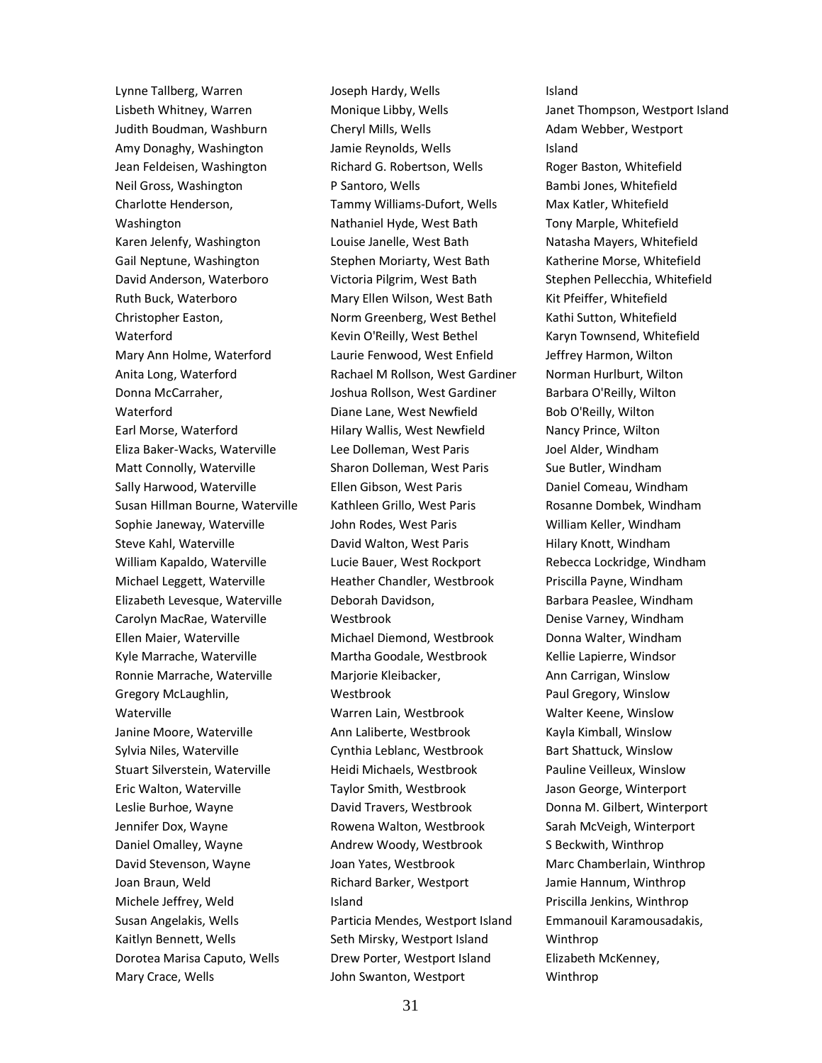Lynne Tallberg, Warren
Lisbeth Whitney, Warren
Judith Boudman, Washburn
Amy Donaghy, Washington
Jean Feldeisen, Washington
Neil Gross, Washington
Charlotte Henderson, Washington
Karen Jelenfy, Washington
Gail Neptune, Washington
David Anderson, Waterboro
Ruth Buck, Waterboro
Christopher Easton, Waterford
Mary Ann Holme, Waterford
Anita Long, Waterford
Donna McCarraher, Waterford
Earl Morse, Waterford
Eliza Baker-Wacks, Waterville
Matt Connolly, Waterville
Sally Harwood, Waterville
Susan Hillman Bourne, Waterville
Sophie Janeway, Waterville
Steve Kahl, Waterville
William Kapaldo, Waterville
Michael Leggett, Waterville
Elizabeth Levesque, Waterville
Carolyn MacRae, Waterville
Ellen Maier, Waterville
Kyle Marrache, Waterville
Ronnie Marrache, Waterville
Gregory McLaughlin, Waterville
Janine Moore, Waterville
Sylvia Niles, Waterville
Stuart Silverstein, Waterville
Eric Walton, Waterville
Leslie Burhoe, Wayne
Jennifer Dox, Wayne
Daniel Omalley, Wayne
David Stevenson, Wayne
Joan Braun, Weld
Michele Jeffrey, Weld
Susan Angelakis, Wells
Kaitlyn Bennett, Wells
Dorotea Marisa Caputo, Wells
Mary Crace, Wells
Joseph Hardy, Wells
Monique Libby, Wells
Cheryl Mills, Wells
Jamie Reynolds, Wells
Richard G. Robertson, Wells
P Santoro, Wells
Tammy Williams-Dufort, Wells
Nathaniel Hyde, West Bath
Louise Janelle, West Bath
Stephen Moriarty, West Bath
Victoria Pilgrim, West Bath
Mary Ellen Wilson, West Bath
Norm Greenberg, West Bethel
Kevin O'Reilly, West Bethel
Laurie Fenwood, West Enfield
Rachael M Rollson, West Gardiner
Joshua Rollson, West Gardiner
Diane Lane, West Newfield
Hilary Wallis, West Newfield
Lee Dolleman, West Paris
Sharon Dolleman, West Paris
Ellen Gibson, West Paris
Kathleen Grillo, West Paris
John Rodes, West Paris
David Walton, West Paris
Lucie Bauer, West Rockport
Heather Chandler, Westbrook
Deborah Davidson, Westbrook
Michael Diemond, Westbrook
Martha Goodale, Westbrook
Marjorie Kleibacker, Westbrook
Warren Lain, Westbrook
Ann Laliberte, Westbrook
Cynthia Leblanc, Westbrook
Heidi Michaels, Westbrook
Taylor Smith, Westbrook
David Travers, Westbrook
Rowena Walton, Westbrook
Andrew Woody, Westbrook
Joan Yates, Westbrook
Richard Barker, Westport Island
Particia Mendes, Westport Island
Seth Mirsky, Westport Island
Drew Porter, Westport Island
John Swanton, Westport Island
Janet Thompson, Westport Island
Adam Webber, Westport Island
Roger Baston, Whitefield
Bambi Jones, Whitefield
Max Katler, Whitefield
Tony Marple, Whitefield
Natasha Mayers, Whitefield
Katherine Morse, Whitefield
Stephen Pellecchia, Whitefield
Kit Pfeiffer, Whitefield
Kathi Sutton, Whitefield
Karyn Townsend, Whitefield
Jeffrey Harmon, Wilton
Norman Hurlburt, Wilton
Barbara O'Reilly, Wilton
Bob O'Reilly, Wilton
Nancy Prince, Wilton
Joel Alder, Windham
Sue Butler, Windham
Daniel Comeau, Windham
Rosanne Dombek, Windham
William Keller, Windham
Hilary Knott, Windham
Rebecca Lockridge, Windham
Priscilla Payne, Windham
Barbara Peaslee, Windham
Denise Varney, Windham
Donna Walter, Windham
Kellie Lapierre, Windsor
Ann Carrigan, Winslow
Paul Gregory, Winslow
Walter Keene, Winslow
Kayla Kimball, Winslow
Bart Shattuck, Winslow
Pauline Veilleux, Winslow
Jason George, Winterport
Donna M. Gilbert, Winterport
Sarah McVeigh, Winterport
S Beckwith, Winthrop
Marc Chamberlain, Winthrop
Jamie Hannum, Winthrop
Priscilla Jenkins, Winthrop
Emmanouil Karamousadakis, Winthrop
Elizabeth McKenney, Winthrop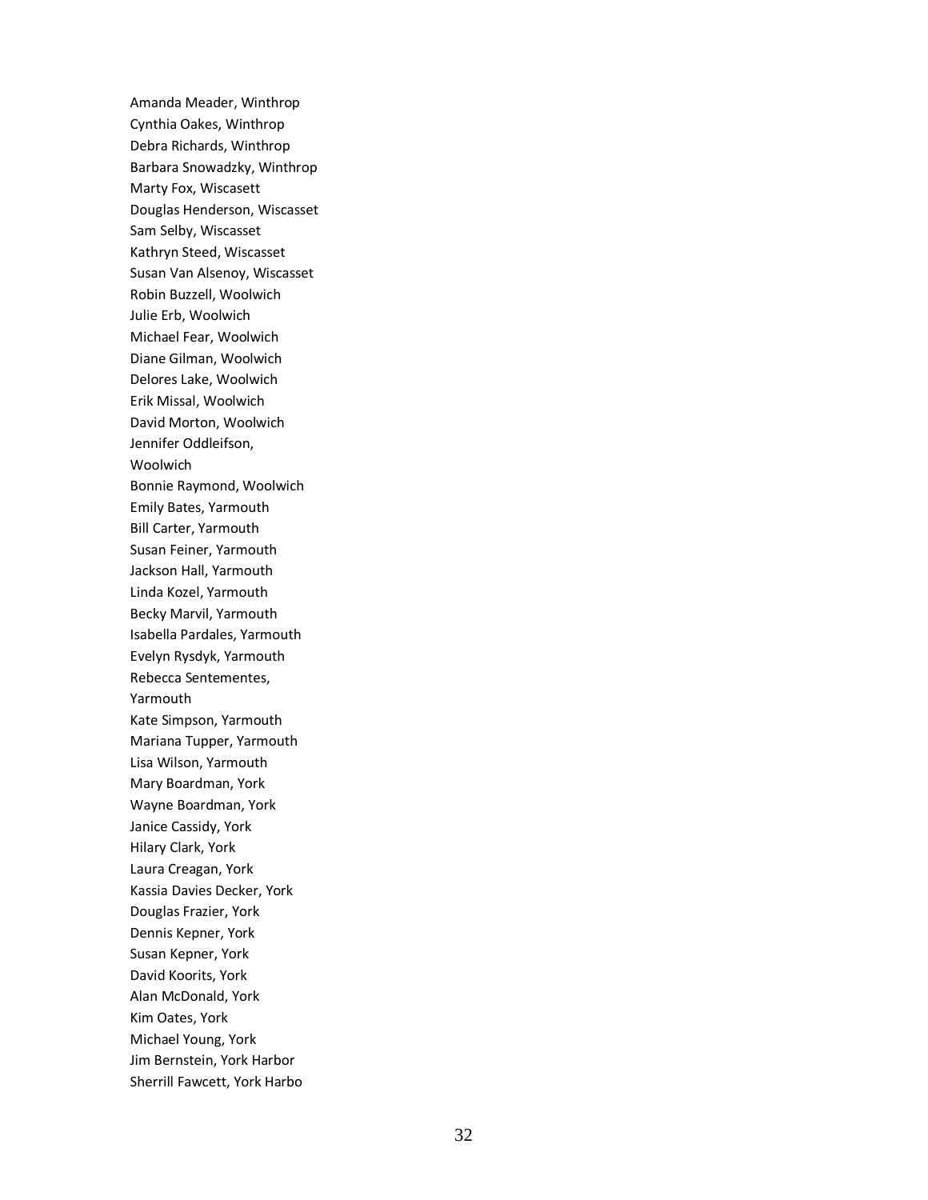Amanda Meader, Winthrop
Cynthia Oakes, Winthrop
Debra Richards, Winthrop
Barbara Snowadzky, Winthrop
Marty Fox, Wiscasett
Douglas Henderson, Wiscasset
Sam Selby, Wiscasset
Kathryn Steed, Wiscasset
Susan Van Alsenoy, Wiscasset
Robin Buzzell, Woolwich
Julie Erb, Woolwich
Michael Fear, Woolwich
Diane Gilman, Woolwich
Delores Lake, Woolwich
Erik Missal, Woolwich
David Morton, Woolwich
Jennifer Oddleifson,
Woolwich
Bonnie Raymond, Woolwich
Emily Bates, Yarmouth
Bill Carter, Yarmouth
Susan Feiner, Yarmouth
Jackson Hall, Yarmouth
Linda Kozel, Yarmouth
Becky Marvil, Yarmouth
Isabella Pardales, Yarmouth
Evelyn Rysdyk, Yarmouth
Rebecca Sentementes,
Yarmouth
Kate Simpson, Yarmouth
Mariana Tupper, Yarmouth
Lisa Wilson, Yarmouth
Mary Boardman, York
Wayne Boardman, York
Janice Cassidy, York
Hilary Clark, York
Laura Creagan, York
Kassia Davies Decker, York
Douglas Frazier, York
Dennis Kepner, York
Susan Kepner, York
David Koorits, York
Alan McDonald, York
Kim Oates, York
Michael Young, York
Jim Bernstein, York Harbor
Sherrill Fawcett, York Harbo